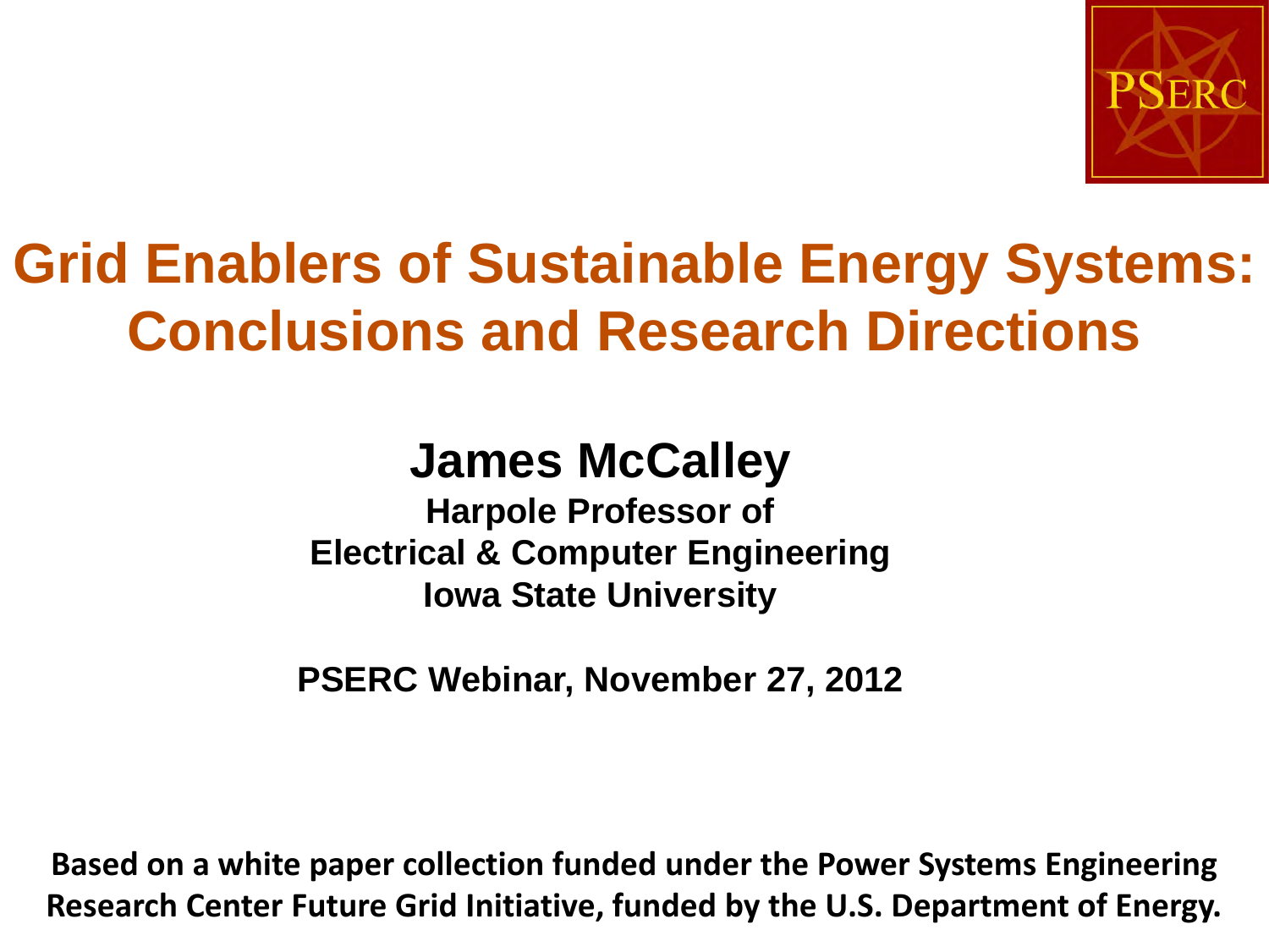PSERC

# Grid Enablers of Sustainable Energy Systems: Conclusions and Research Directions

## James McCalley

**Harpole Professor of**
**Electrical & Computer Engineering**
**Iowa State University**

**PSERC Webinar, November 27, 2012**

**Based on a white paper collection funded under the Power Systems Engineering Research Center Future Grid Initiative, funded by the U.S. Department of Energy.**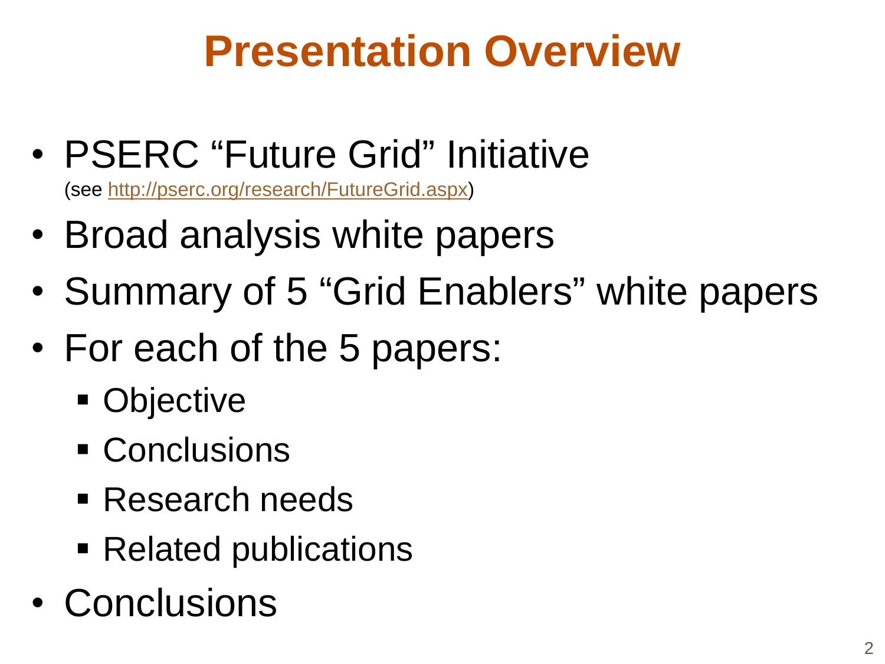# Presentation Overview

- PSERC “Future Grid” Initiative
  (see http://pserc.org/research/FutureGrid.aspx)
- Broad analysis white papers
- Summary of 5 “Grid Enablers” white papers
- For each of the 5 papers:
  - Objective
  - Conclusions
  - Research needs
  - Related publications
- Conclusions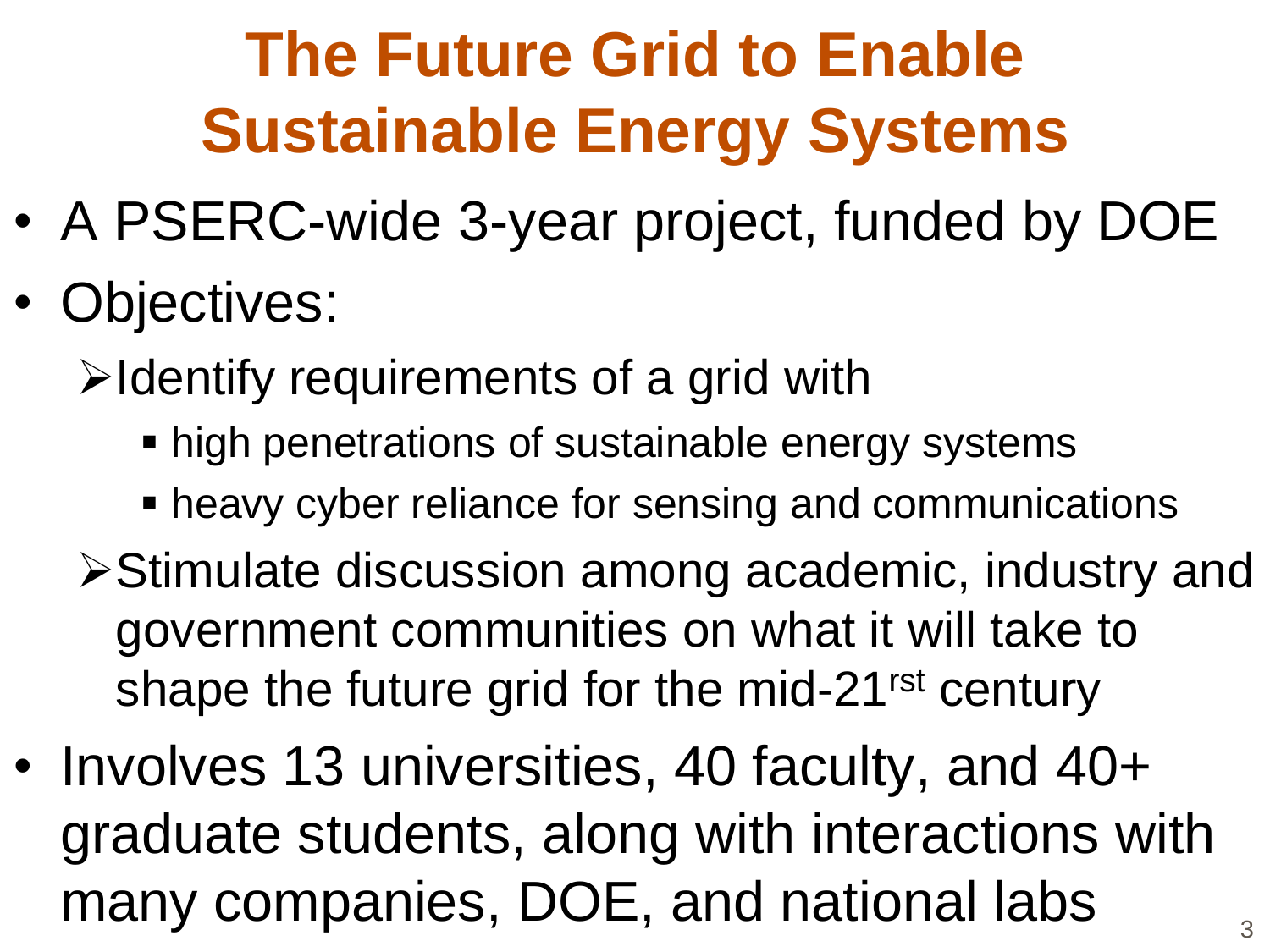# The Future Grid to Enable Sustainable Energy Systems

- A PSERC-wide 3-year project, funded by DOE
- Objectives:
  - Identify requirements of a grid with
    - high penetrations of sustainable energy systems
    - heavy cyber reliance for sensing and communications
  - Stimulate discussion among academic, industry and government communities on what it will take to shape the future grid for the mid-21rst century
- Involves 13 universities, 40 faculty, and 40+ graduate students, along with interactions with many companies, DOE, and national labs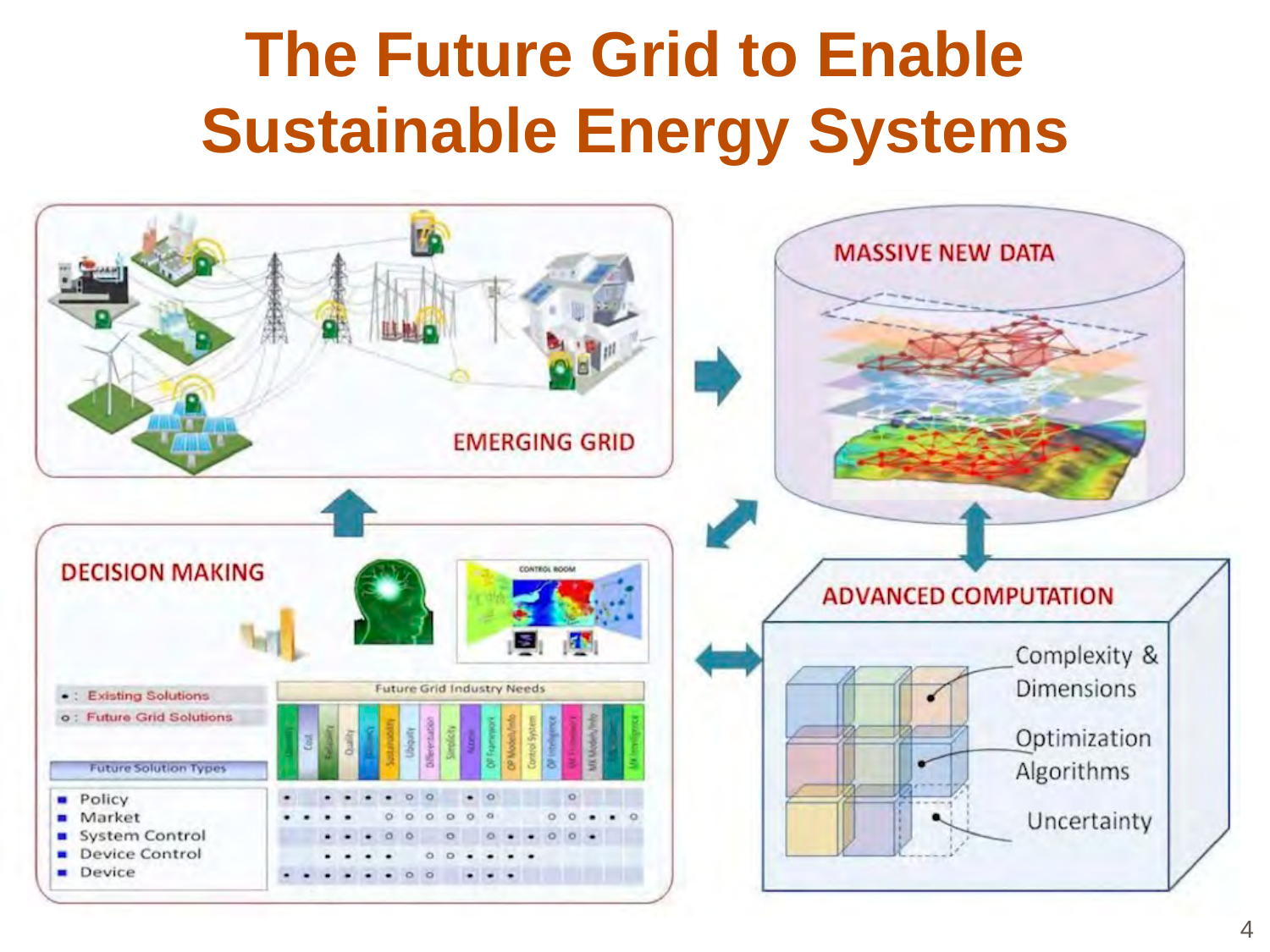# The Future Grid to Enable Sustainable Energy Systems

EMERGING GRID

MASSIVE NEW DATA

DECISION MAKING

ADVANCED COMPUTATION

Complexity & Dimensions

Optimization Algorithms

Uncertainty

•: Existing Solutions

o: Future Grid Solutions

Future Grid Industry Needs

Future Solution Types

- Policy
- Market
- System Control
- Device Control
- Device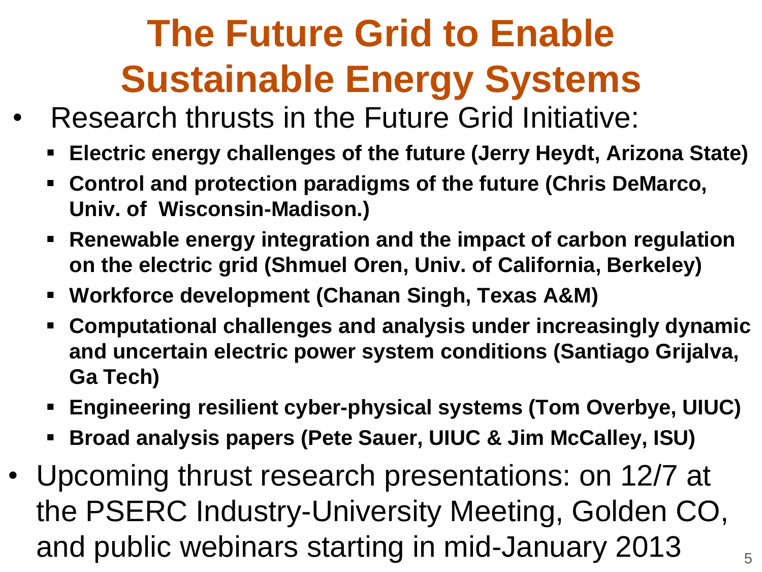# The Future Grid to Enable Sustainable Energy Systems

- Research thrusts in the Future Grid Initiative:
  - **Electric energy challenges of the future (Jerry Heydt, Arizona State)**
  - **Control and protection paradigms of the future (Chris DeMarco, Univ. of Wisconsin-Madison.)**
  - **Renewable energy integration and the impact of carbon regulation on the electric grid (Shmuel Oren, Univ. of California, Berkeley)**
  - **Workforce development (Chanan Singh, Texas A&M)**
  - **Computational challenges and analysis under increasingly dynamic and uncertain electric power system conditions (Santiago Grijalva, Ga Tech)**
  - **Engineering resilient cyber-physical systems (Tom Overbye, UIUC)**
  - **Broad analysis papers (Pete Sauer, UIUC & Jim McCalley, ISU)**
- Upcoming thrust research presentations: on 12/7 at the PSERC Industry-University Meeting, Golden CO, and public webinars starting in mid-January 2013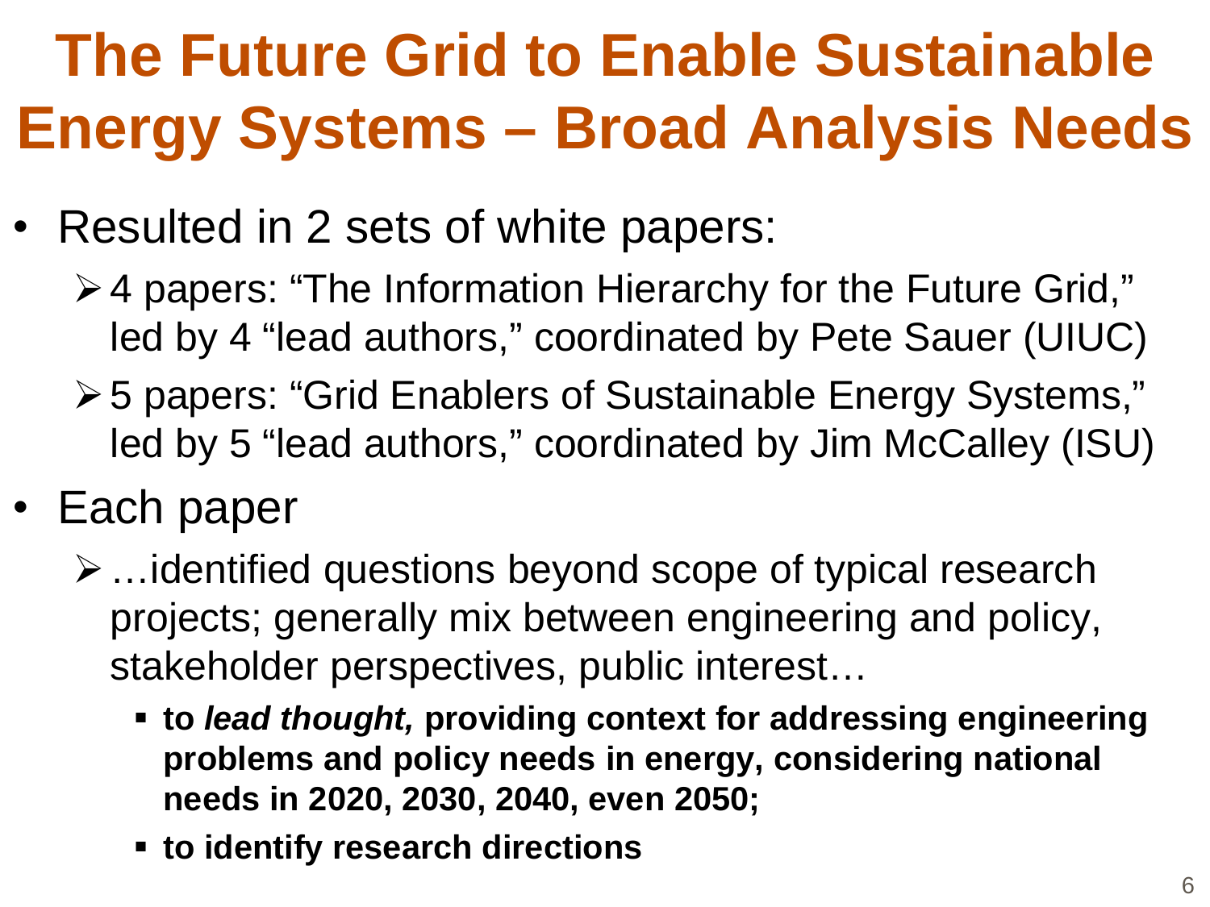# The Future Grid to Enable Sustainable Energy Systems – Broad Analysis Needs

- Resulted in 2 sets of white papers:
  - 4 papers: "The Information Hierarchy for the Future Grid," led by 4 "lead authors," coordinated by Pete Sauer (UIUC)
  - 5 papers: "Grid Enablers of Sustainable Energy Systems," led by 5 "lead authors," coordinated by Jim McCalley (ISU)
- Each paper
  - …identified questions beyond scope of typical research projects; generally mix between engineering and policy, stakeholder perspectives, public interest…
    - **to *lead thought,* providing context for addressing engineering problems and policy needs in energy, considering national needs in 2020, 2030, 2040, even 2050;**
    - **to identify research directions**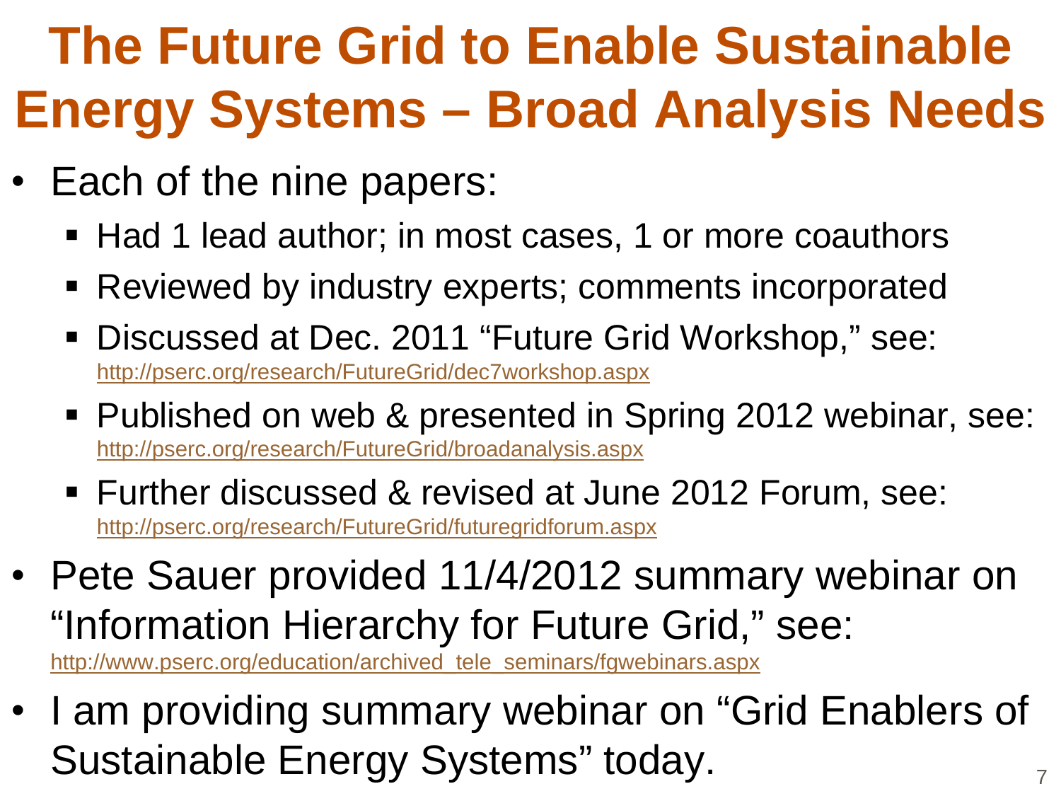# The Future Grid to Enable Sustainable Energy Systems – Broad Analysis Needs

- Each of the nine papers:
  - Had 1 lead author; in most cases, 1 or more coauthors
  - Reviewed by industry experts; comments incorporated
  - Discussed at Dec. 2011 "Future Grid Workshop," see: http://pserc.org/research/FutureGrid/dec7workshop.aspx
  - Published on web & presented in Spring 2012 webinar, see: http://pserc.org/research/FutureGrid/broadanalysis.aspx
  - Further discussed & revised at June 2012 Forum, see: http://pserc.org/research/FutureGrid/futuregridforum.aspx
- Pete Sauer provided 11/4/2012 summary webinar on "Information Hierarchy for Future Grid," see: http://www.pserc.org/education/archived_tele_seminars/fgwebinars.aspx
- I am providing summary webinar on "Grid Enablers of Sustainable Energy Systems" today.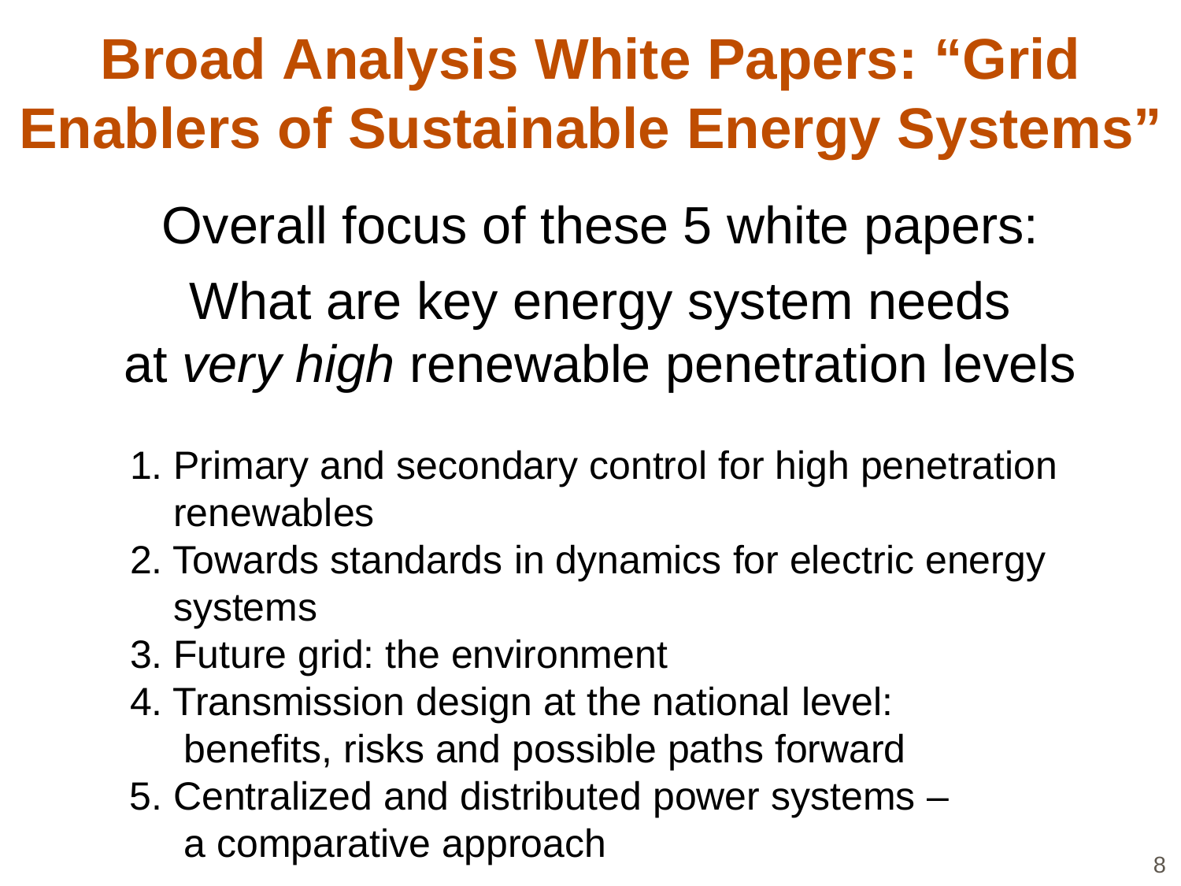# Broad Analysis White Papers: "Grid Enablers of Sustainable Energy Systems"

Overall focus of these 5 white papers:

What are key energy system needs at *very high* renewable penetration levels

1. Primary and secondary control for high penetration renewables
2. Towards standards in dynamics for electric energy systems
3. Future grid: the environment
4. Transmission design at the national level: benefits, risks and possible paths forward
5. Centralized and distributed power systems – a comparative approach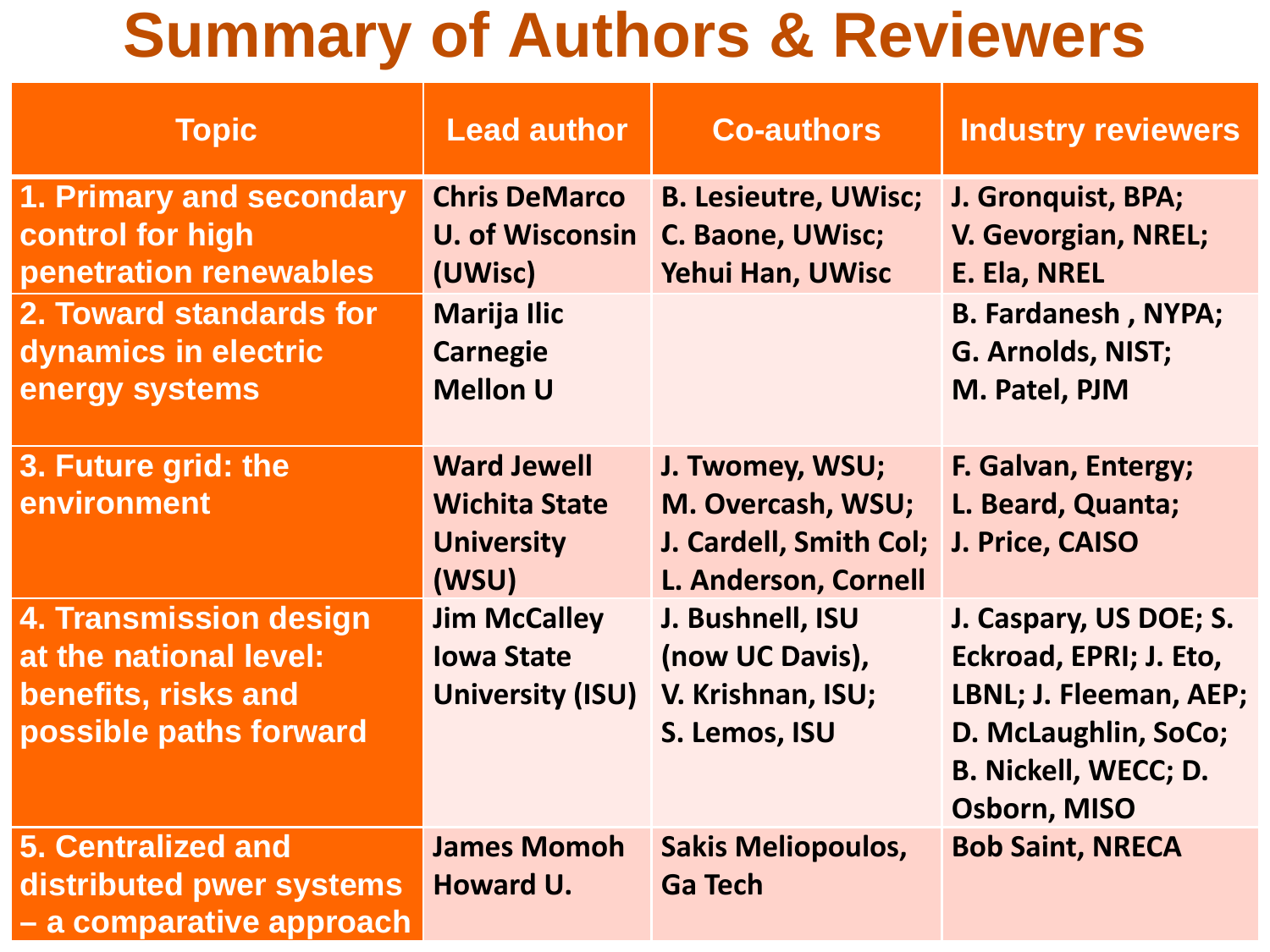# Summary of Authors & Reviewers

| Topic | Lead author | Co-authors | Industry reviewers |
|---|---|---|---|
| **1. Primary and secondary control for high penetration renewables** | **Chris DeMarco U. of Wisconsin (UWisc)** | **B. Lesieutre, UWisc; C. Baone, UWisc; Yehui Han, UWisc** | **J. Gronquist, BPA; V. Gevorgian, NREL; E. Ela, NREL** |
| **2. Toward standards for dynamics in electric energy systems** | **Marija Ilic Carnegie Mellon U** | | **B. Fardanesh , NYPA; G. Arnolds, NIST; M. Patel, PJM** |
| **3. Future grid: the environment** | **Ward Jewell Wichita State University (WSU)** | **J. Twomey, WSU; M. Overcash, WSU; J. Cardell, Smith Col; L. Anderson, Cornell** | **F. Galvan, Entergy; L. Beard, Quanta; J. Price, CAISO** |
| **4. Transmission design at the national level: benefits, risks and possible paths forward** | **Jim McCalley Iowa State University (ISU)** | **J. Bushnell, ISU (now UC Davis), V. Krishnan, ISU; S. Lemos, ISU** | **J. Caspary, US DOE; S. Eckroad, EPRI; J. Eto, LBNL; J. Fleeman, AEP; D. McLaughlin, SoCo; B. Nickell, WECC; D. Osborn, MISO** |
| **5. Centralized and distributed pwer systems – a comparative approach** | **James Momoh Howard U.** | **Sakis Meliopoulos, Ga Tech** | **Bob Saint, NRECA** |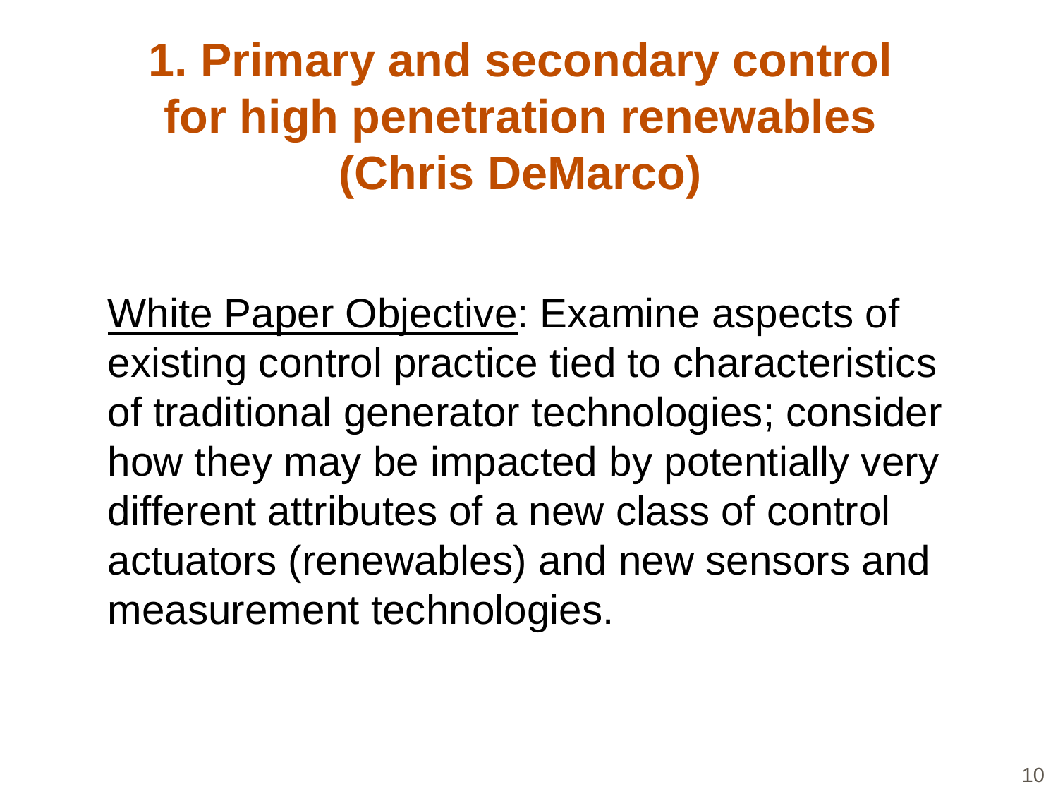# 1. Primary and secondary control for high penetration renewables (Chris DeMarco)

White Paper Objective: Examine aspects of existing control practice tied to characteristics of traditional generator technologies; consider how they may be impacted by potentially very different attributes of a new class of control actuators (renewables) and new sensors and measurement technologies.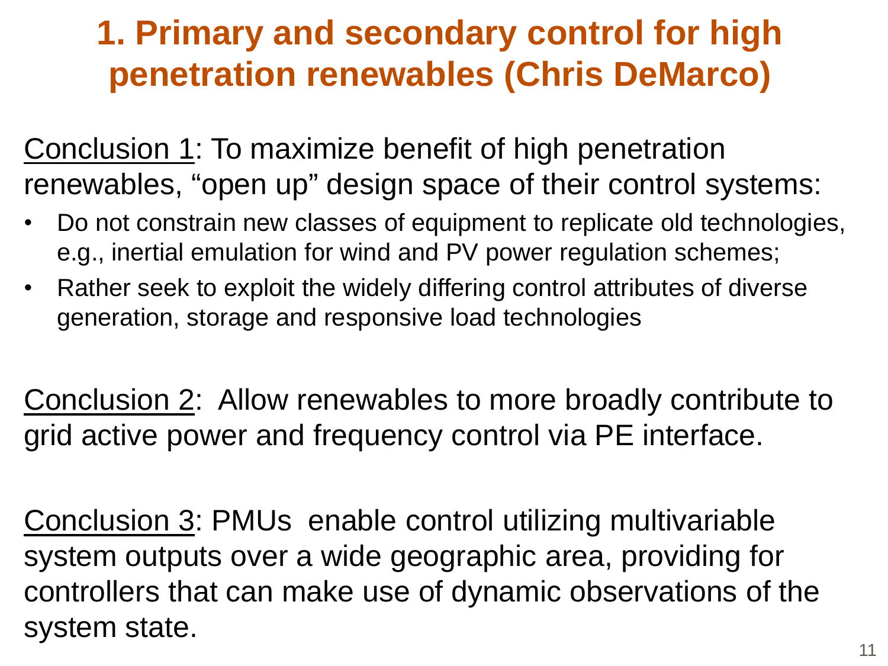# 1. Primary and secondary control for high penetration renewables (Chris DeMarco)

<u>Conclusion 1</u>: To maximize benefit of high penetration renewables, “open up” design space of their control systems:

- Do not constrain new classes of equipment to replicate old technologies, e.g., inertial emulation for wind and PV power regulation schemes;
- Rather seek to exploit the widely differing control attributes of diverse generation, storage and responsive load technologies

<u>Conclusion 2</u>: Allow renewables to more broadly contribute to grid active power and frequency control via PE interface.

<u>Conclusion 3</u>: PMUs enable control utilizing multivariable system outputs over a wide geographic area, providing for controllers that can make use of dynamic observations of the system state.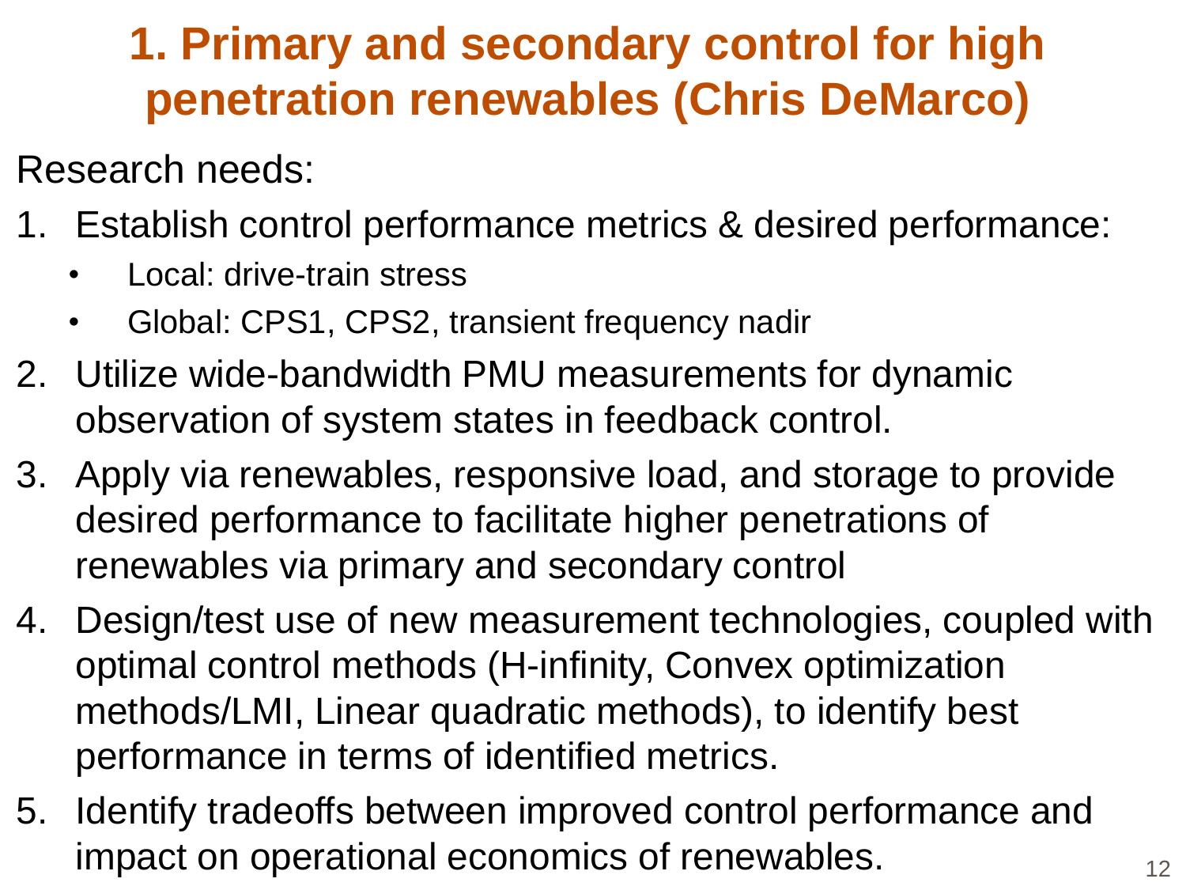# 1. Primary and secondary control for high penetration renewables (Chris DeMarco)

Research needs:

1. Establish control performance metrics & desired performance:
   - Local: drive-train stress
   - Global: CPS1, CPS2, transient frequency nadir
2. Utilize wide-bandwidth PMU measurements for dynamic observation of system states in feedback control.
3. Apply via renewables, responsive load, and storage to provide desired performance to facilitate higher penetrations of renewables via primary and secondary control
4. Design/test use of new measurement technologies, coupled with optimal control methods (H-infinity, Convex optimization methods/LMI, Linear quadratic methods), to identify best performance in terms of identified metrics.
5. Identify tradeoffs between improved control performance and impact on operational economics of renewables.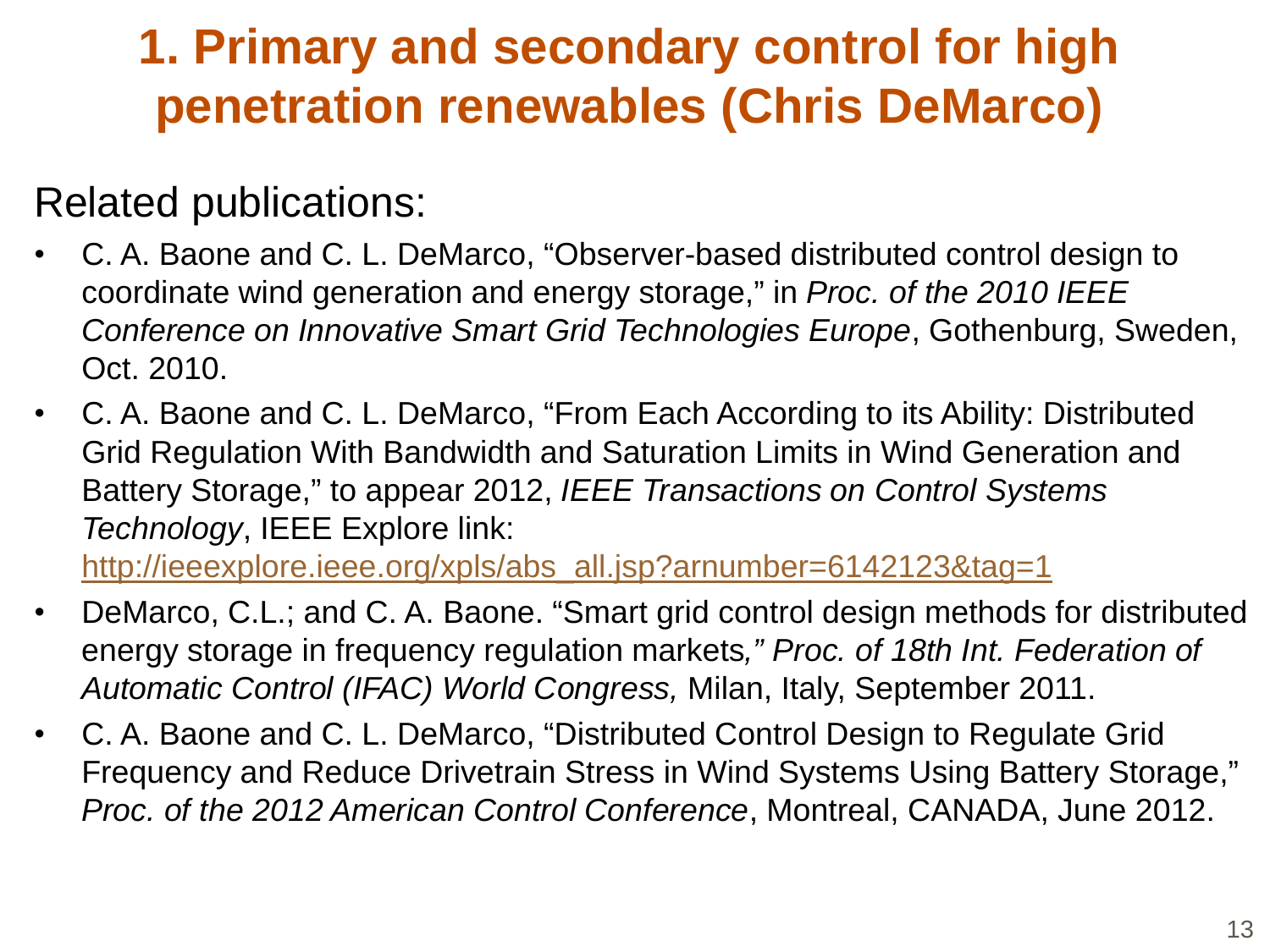# 1. Primary and secondary control for high penetration renewables (Chris DeMarco)

Related publications:

- C. A. Baone and C. L. DeMarco, "Observer-based distributed control design to coordinate wind generation and energy storage," in *Proc. of the 2010 IEEE Conference on Innovative Smart Grid Technologies Europe*, Gothenburg, Sweden, Oct. 2010.
- C. A. Baone and C. L. DeMarco, "From Each According to its Ability: Distributed Grid Regulation With Bandwidth and Saturation Limits in Wind Generation and Battery Storage," to appear 2012, *IEEE Transactions on Control Systems Technology*, IEEE Explore link: [http://ieeexplore.ieee.org/xpls/abs_all.jsp?arnumber=6142123&tag=1](http://ieeexplore.ieee.org/xpls/abs_all.jsp?arnumber=6142123&tag=1)
- DeMarco, C.L.; and C. A. Baone. "Smart grid control design methods for distributed energy storage in frequency regulation markets*," Proc. of 18th Int. Federation of Automatic Control (IFAC) World Congress,* Milan, Italy, September 2011.
- C. A. Baone and C. L. DeMarco, "Distributed Control Design to Regulate Grid Frequency and Reduce Drivetrain Stress in Wind Systems Using Battery Storage," *Proc. of the 2012 American Control Conference*, Montreal, CANADA, June 2012.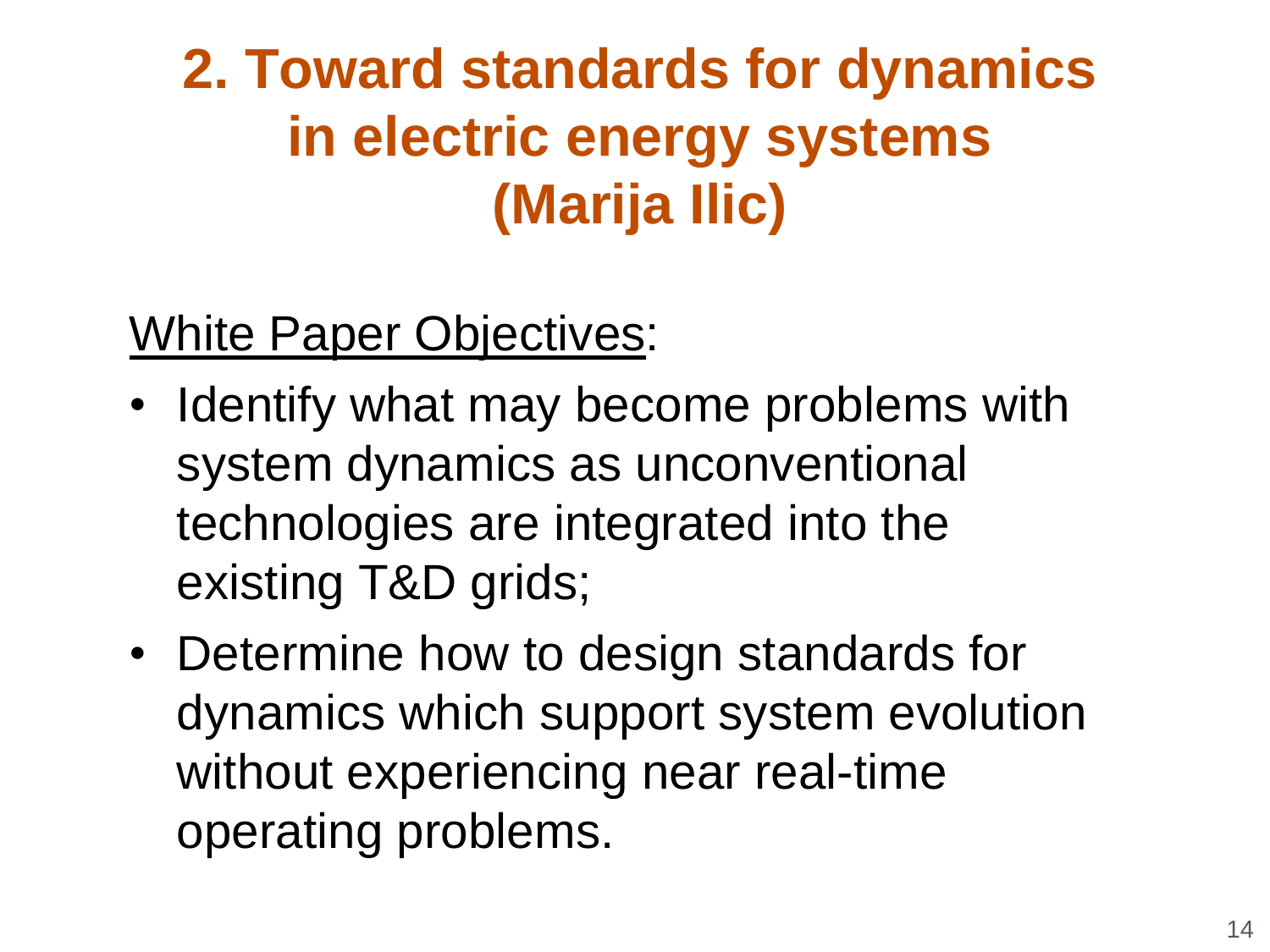# 2. Toward standards for dynamics in electric energy systems (Marija Ilic)

<u>White Paper Objectives</u>:

- Identify what may become problems with system dynamics as unconventional technologies are integrated into the existing T&D grids;
- Determine how to design standards for dynamics which support system evolution without experiencing near real-time operating problems.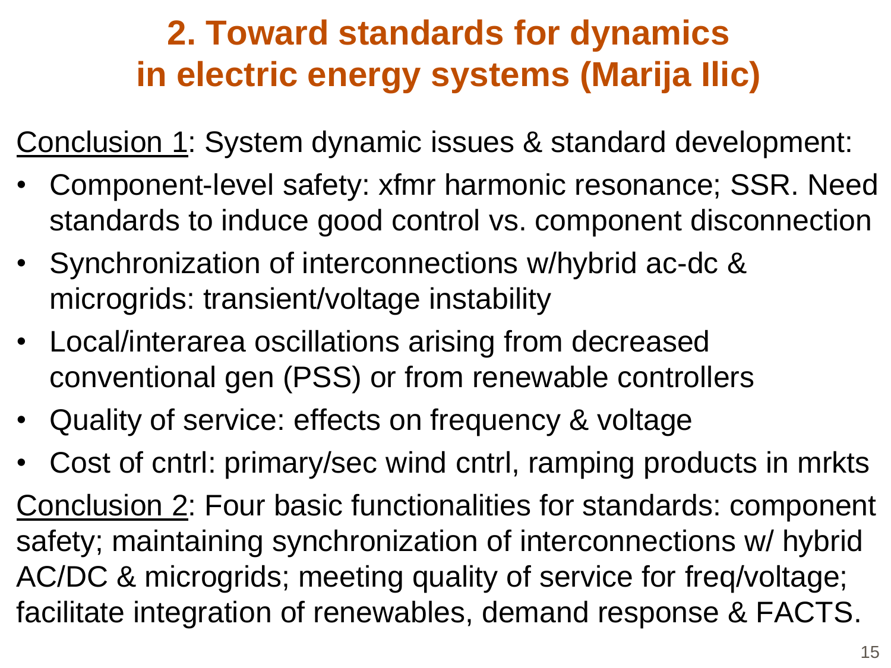# 2. Toward standards for dynamics in electric energy systems (Marija Ilic)

Conclusion 1: System dynamic issues & standard development:

- Component-level safety: xfmr harmonic resonance; SSR. Need standards to induce good control vs. component disconnection
- Synchronization of interconnections w/hybrid ac-dc & microgrids: transient/voltage instability
- Local/interarea oscillations arising from decreased conventional gen (PSS) or from renewable controllers
- Quality of service: effects on frequency & voltage
- Cost of cntrl: primary/sec wind cntrl, ramping products in mrkts

Conclusion 2: Four basic functionalities for standards: component safety; maintaining synchronization of interconnections w/ hybrid AC/DC & microgrids; meeting quality of service for freq/voltage; facilitate integration of renewables, demand response & FACTS.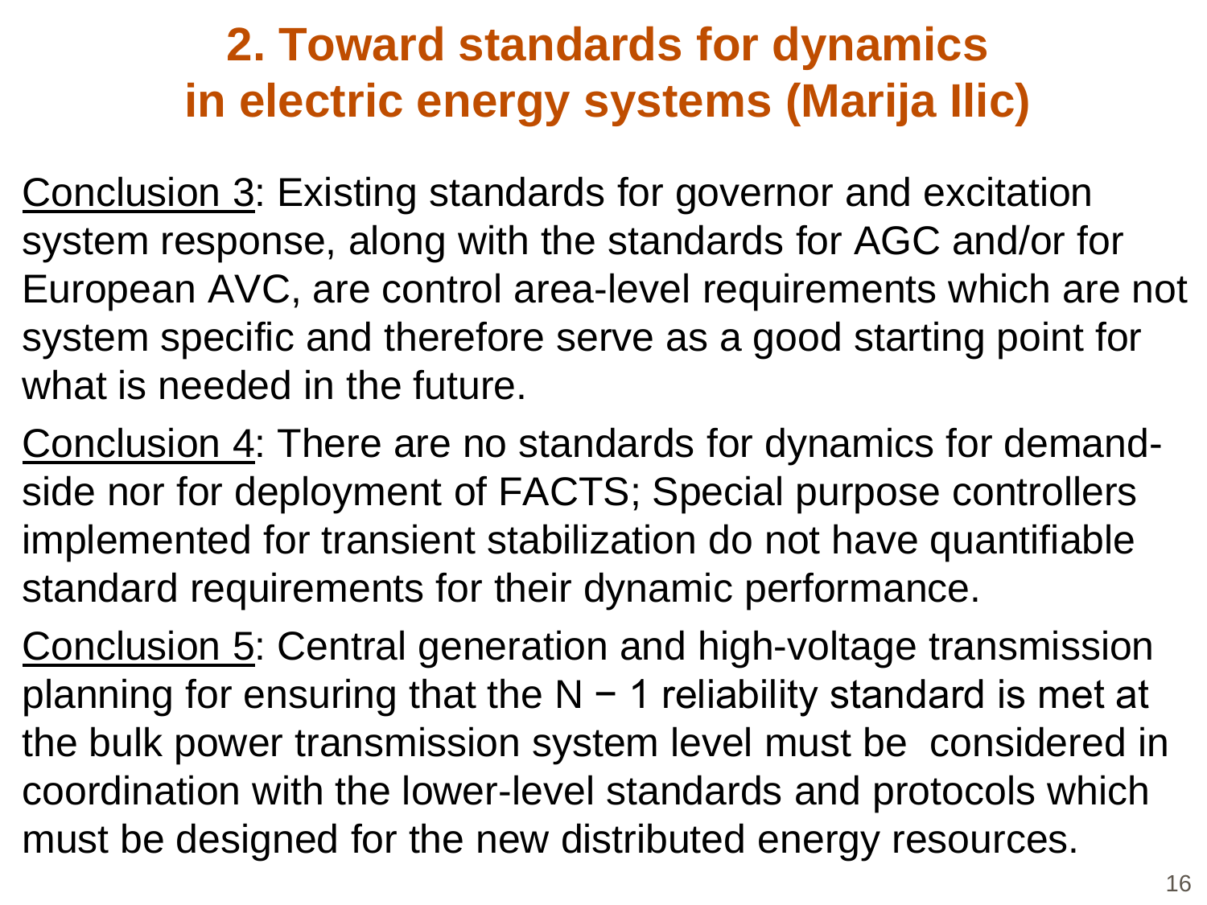# 2. Toward standards for dynamics in electric energy systems (Marija Ilic)

<u>Conclusion 3</u>: Existing standards for governor and excitation system response, along with the standards for AGC and/or for European AVC, are control area-level requirements which are not system specific and therefore serve as a good starting point for what is needed in the future.

<u>Conclusion 4</u>: There are no standards for dynamics for demand-side nor for deployment of FACTS; Special purpose controllers implemented for transient stabilization do not have quantifiable standard requirements for their dynamic performance.

<u>Conclusion 5</u>: Central generation and high-voltage transmission planning for ensuring that the $N - 1$ reliability standard is met at the bulk power transmission system level must be considered in coordination with the lower-level standards and protocols which must be designed for the new distributed energy resources.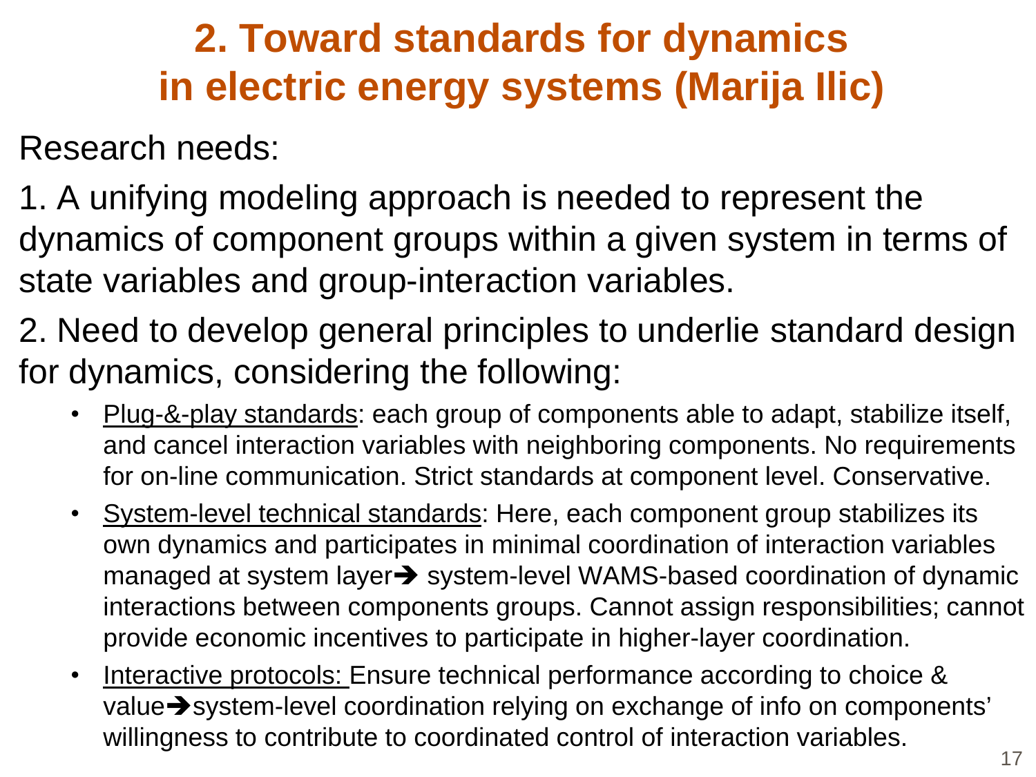# 2. Toward standards for dynamics in electric energy systems (Marija Ilic)

Research needs:

1. A unifying modeling approach is needed to represent the dynamics of component groups within a given system in terms of state variables and group-interaction variables.

2. Need to develop general principles to underlie standard design for dynamics, considering the following:

   - Plug-&-play standards: each group of components able to adapt, stabilize itself, and cancel interaction variables with neighboring components. No requirements for on-line communication. Strict standards at component level. Conservative.
   - System-level technical standards: Here, each component group stabilizes its own dynamics and participates in minimal coordination of interaction variables managed at system layer➔ system-level WAMS-based coordination of dynamic interactions between components groups. Cannot assign responsibilities; cannot provide economic incentives to participate in higher-layer coordination.
   - Interactive protocols: Ensure technical performance according to choice & value➔system-level coordination relying on exchange of info on components' willingness to contribute to coordinated control of interaction variables.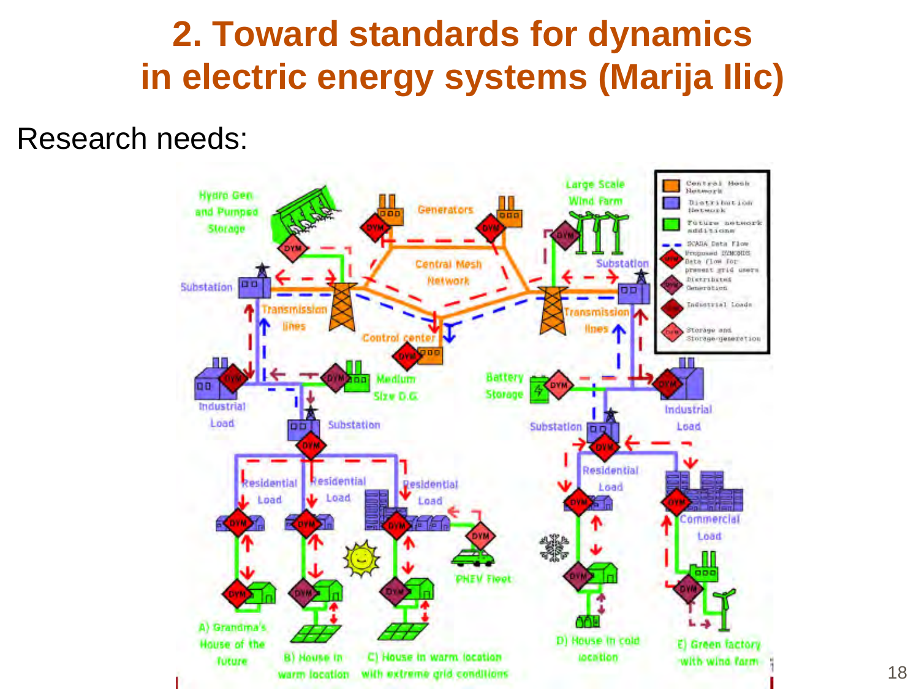# 2. Toward standards for dynamics in electric energy systems (Marija Ilic)

Research needs: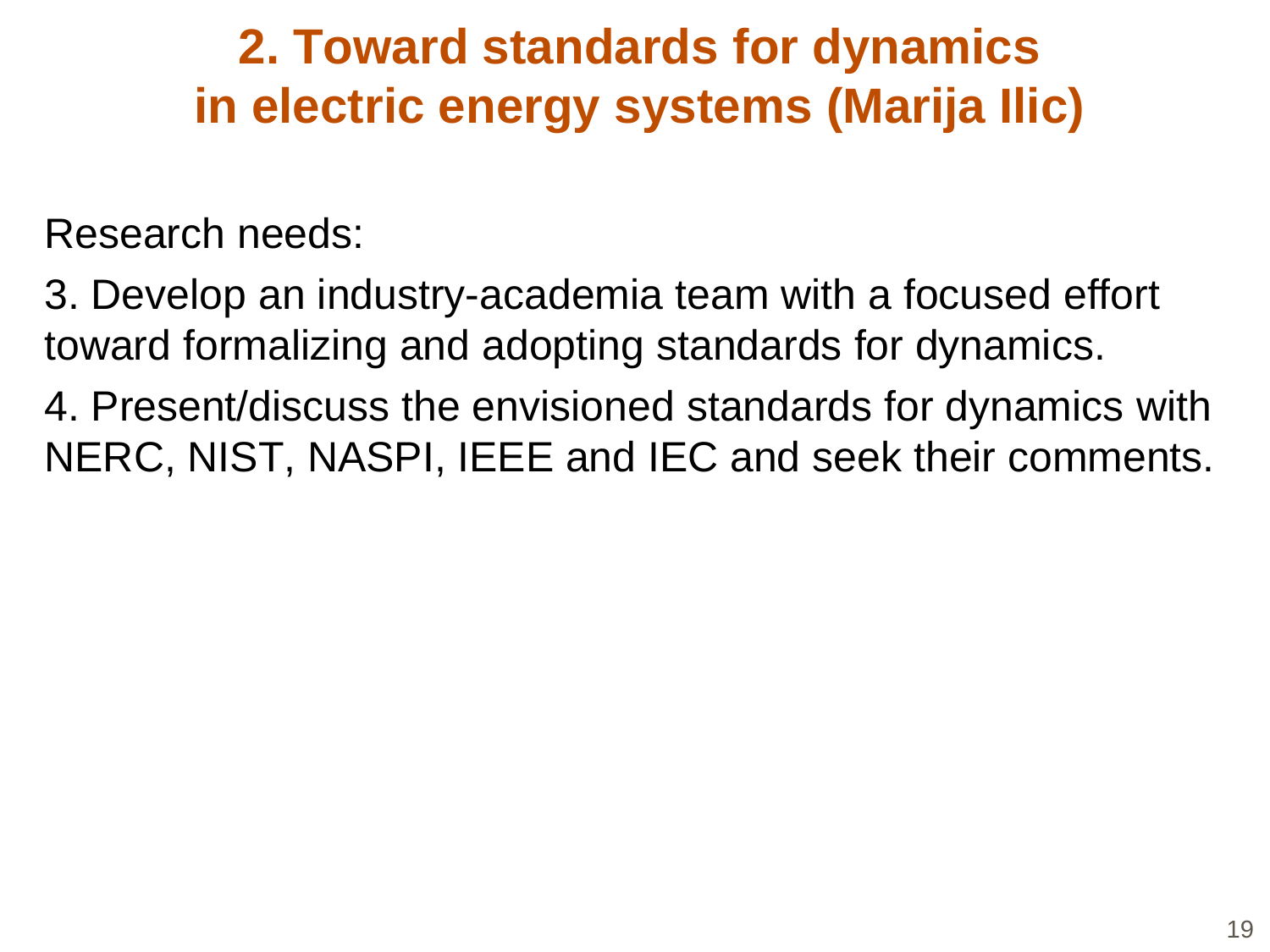# 2. Toward standards for dynamics in electric energy systems (Marija Ilic)

Research needs:

3. Develop an industry-academia team with a focused effort toward formalizing and adopting standards for dynamics.

4. Present/discuss the envisioned standards for dynamics with NERC, NIST, NASPI, IEEE and IEC and seek their comments.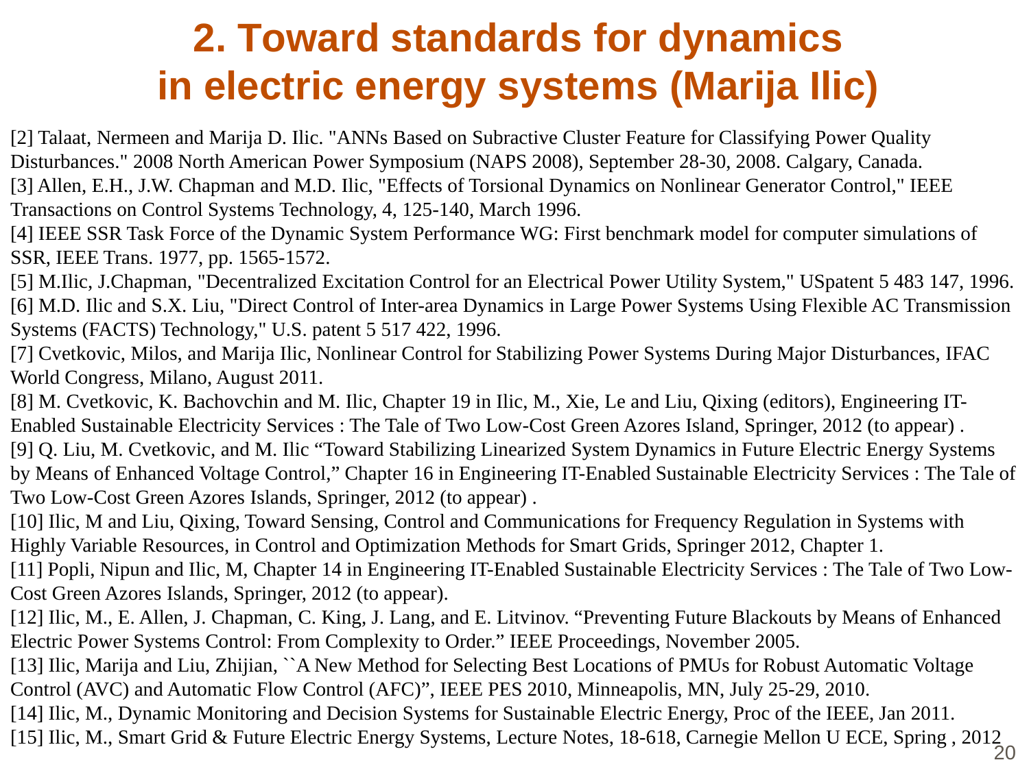# 2. Toward standards for dynamics in electric energy systems (Marija Ilic)

[2] Talaat, Nermeen and Marija D. Ilic. "ANNs Based on Subractive Cluster Feature for Classifying Power Quality Disturbances." 2008 North American Power Symposium (NAPS 2008), September 28-30, 2008. Calgary, Canada.

[3] Allen, E.H., J.W. Chapman and M.D. Ilic, "Effects of Torsional Dynamics on Nonlinear Generator Control," IEEE Transactions on Control Systems Technology, 4, 125-140, March 1996.

[4] IEEE SSR Task Force of the Dynamic System Performance WG: First benchmark model for computer simulations of SSR, IEEE Trans. 1977, pp. 1565-1572.

[5] M.Ilic, J.Chapman, "Decentralized Excitation Control for an Electrical Power Utility System," USpatent 5 483 147, 1996.

[6] M.D. Ilic and S.X. Liu, "Direct Control of Inter-area Dynamics in Large Power Systems Using Flexible AC Transmission Systems (FACTS) Technology," U.S. patent 5 517 422, 1996.

[7] Cvetkovic, Milos, and Marija Ilic, Nonlinear Control for Stabilizing Power Systems During Major Disturbances, IFAC World Congress, Milano, August 2011.

[8] M. Cvetkovic, K. Bachovchin and M. Ilic, Chapter 19 in Ilic, M., Xie, Le and Liu, Qixing (editors), Engineering IT-Enabled Sustainable Electricity Services : The Tale of Two Low-Cost Green Azores Island, Springer, 2012 (to appear) .

[9] Q. Liu, M. Cvetkovic, and M. Ilic “Toward Stabilizing Linearized System Dynamics in Future Electric Energy Systems by Means of Enhanced Voltage Control,” Chapter 16 in Engineering IT-Enabled Sustainable Electricity Services : The Tale of Two Low-Cost Green Azores Islands, Springer, 2012 (to appear) .

[10] Ilic, M and Liu, Qixing, Toward Sensing, Control and Communications for Frequency Regulation in Systems with Highly Variable Resources, in Control and Optimization Methods for Smart Grids, Springer 2012, Chapter 1.

[11] Popli, Nipun and Ilic, M, Chapter 14 in Engineering IT-Enabled Sustainable Electricity Services : The Tale of Two Low-Cost Green Azores Islands, Springer, 2012 (to appear).

[12] Ilic, M., E. Allen, J. Chapman, C. King, J. Lang, and E. Litvinov. “Preventing Future Blackouts by Means of Enhanced Electric Power Systems Control: From Complexity to Order.” IEEE Proceedings, November 2005.

[13] Ilic, Marija and Liu, Zhijian, ``A New Method for Selecting Best Locations of PMUs for Robust Automatic Voltage Control (AVC) and Automatic Flow Control (AFC)”, IEEE PES 2010, Minneapolis, MN, July 25-29, 2010.

[14] Ilic, M., Dynamic Monitoring and Decision Systems for Sustainable Electric Energy, Proc of the IEEE, Jan 2011.

[15] Ilic, M., Smart Grid & Future Electric Energy Systems, Lecture Notes, 18-618, Carnegie Mellon U ECE, Spring , 2012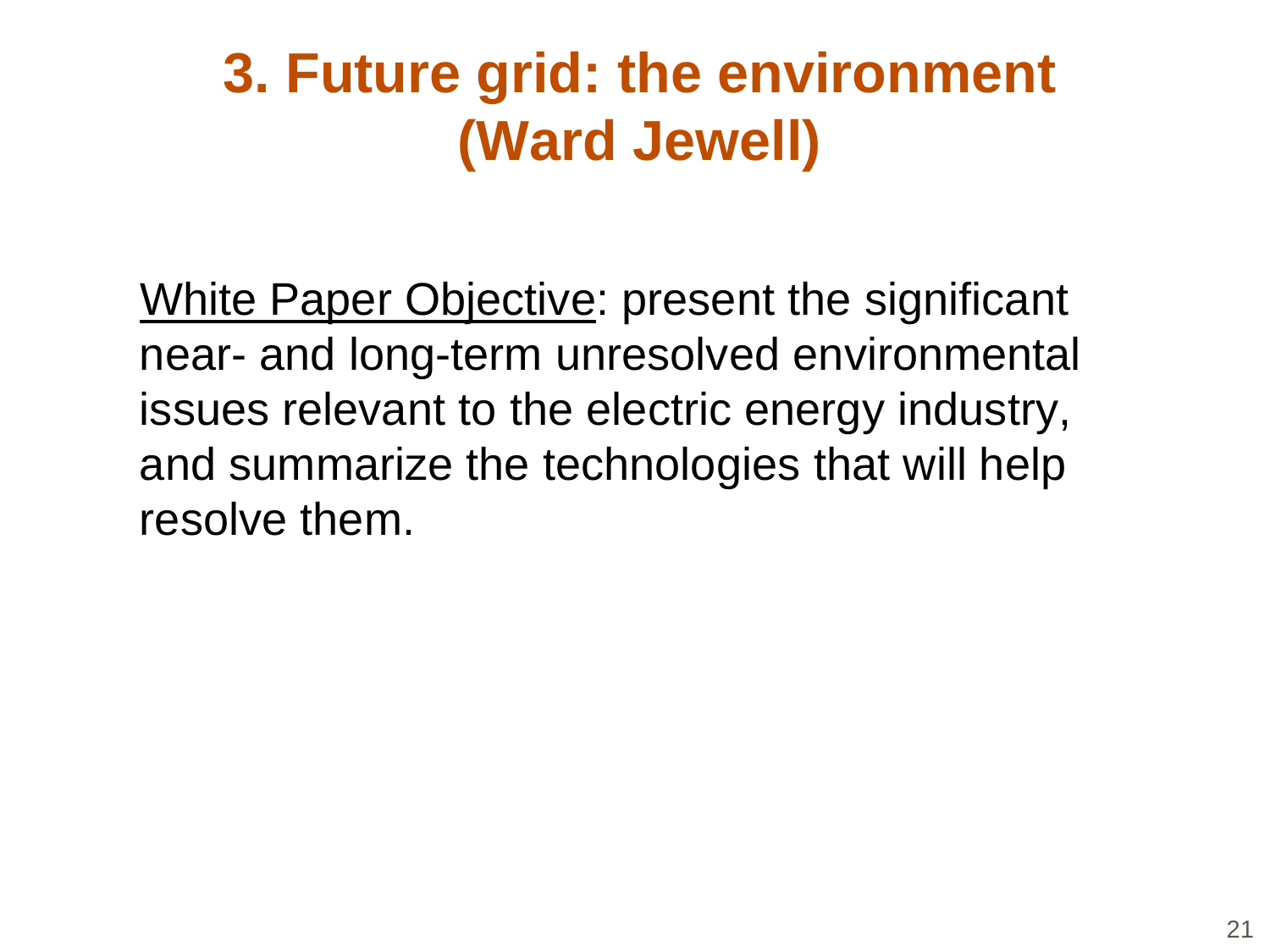# 3. Future grid: the environment (Ward Jewell)

<u>White Paper Objective</u>: present the significant near- and long-term unresolved environmental issues relevant to the electric energy industry, and summarize the technologies that will help resolve them.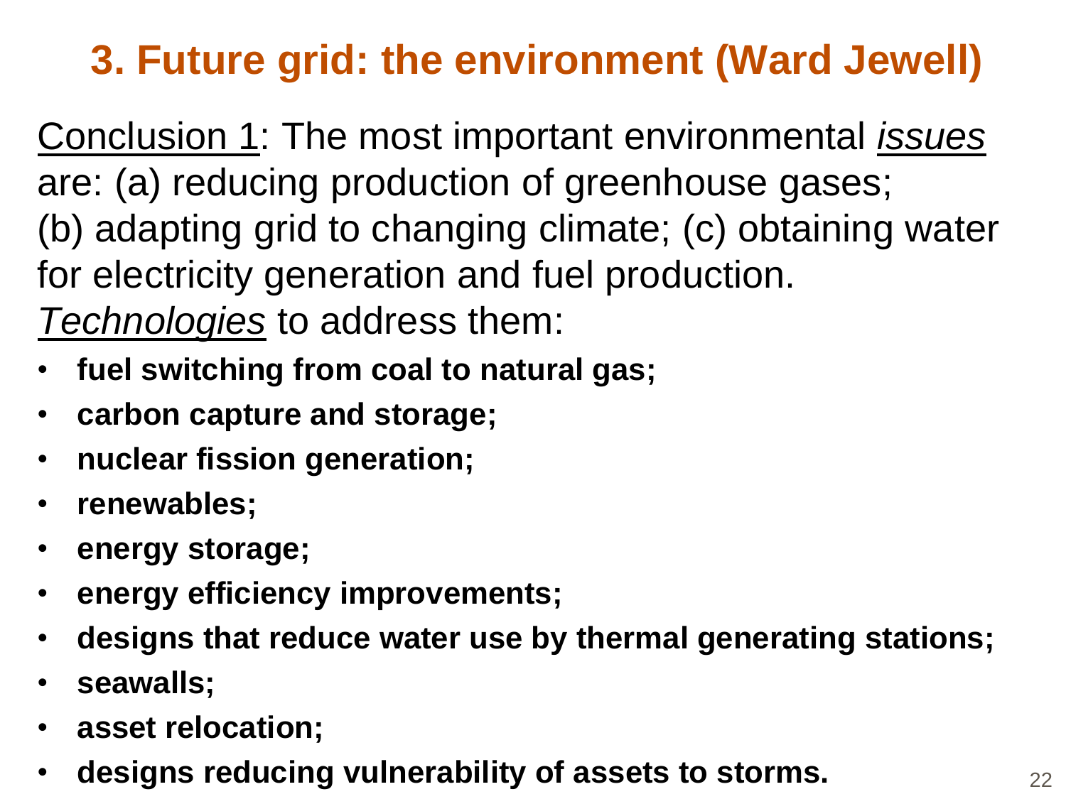# 3. Future grid: the environment (Ward Jewell)

Conclusion 1: The most important environmental *issues* are: (a) reducing production of greenhouse gases; (b) adapting grid to changing climate; (c) obtaining water for electricity generation and fuel production.

*Technologies* to address them:

- **fuel switching from coal to natural gas;**
- **carbon capture and storage;**
- **nuclear fission generation;**
- **renewables;**
- **energy storage;**
- **energy efficiency improvements;**
- **designs that reduce water use by thermal generating stations;**
- **seawalls;**
- **asset relocation;**
- **designs reducing vulnerability of assets to storms.**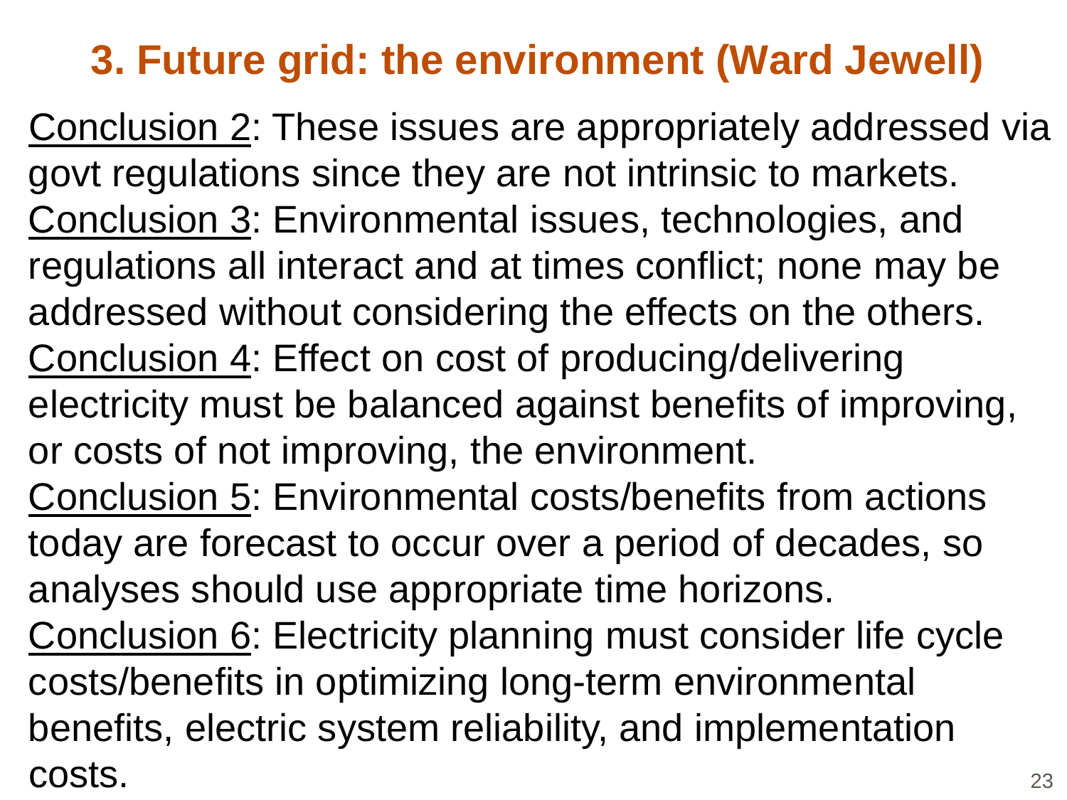# 3. Future grid: the environment (Ward Jewell)

Conclusion 2: These issues are appropriately addressed via govt regulations since they are not intrinsic to markets.

Conclusion 3: Environmental issues, technologies, and regulations all interact and at times conflict; none may be addressed without considering the effects on the others.

Conclusion 4: Effect on cost of producing/delivering electricity must be balanced against benefits of improving, or costs of not improving, the environment.

Conclusion 5: Environmental costs/benefits from actions today are forecast to occur over a period of decades, so analyses should use appropriate time horizons.

Conclusion 6: Electricity planning must consider life cycle costs/benefits in optimizing long-term environmental benefits, electric system reliability, and implementation costs.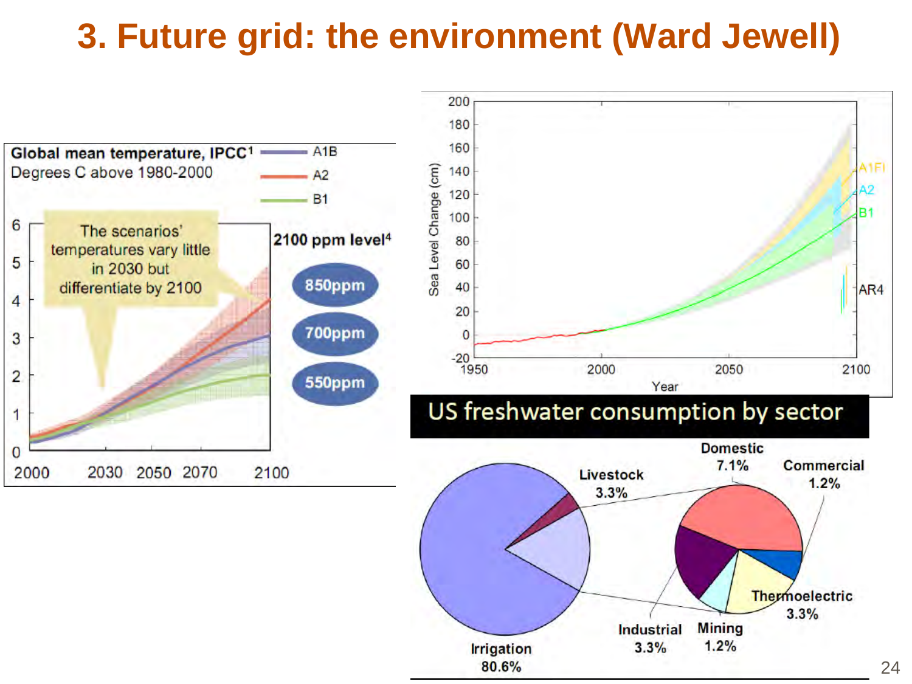# 3. Future grid: the environment (Ward Jewell)

**Global mean temperature, IPCC[1]**
Degrees C above 1980-2000

A1B
A2
B1

The scenarios' temperatures vary little in 2030 but differentiate by 2100

**2100 ppm level[4]**

850ppm

700ppm

550ppm

Sea Level Change (cm)

Year

A1FI
A2
B1
AR4

## US freshwater consumption by sector

- Irrigation 80.6%
- Livestock 3.3%
- Domestic 7.1%
- Commercial 1.2%
- Thermoelectric 3.3%
- Industrial 3.3%
- Mining 1.2%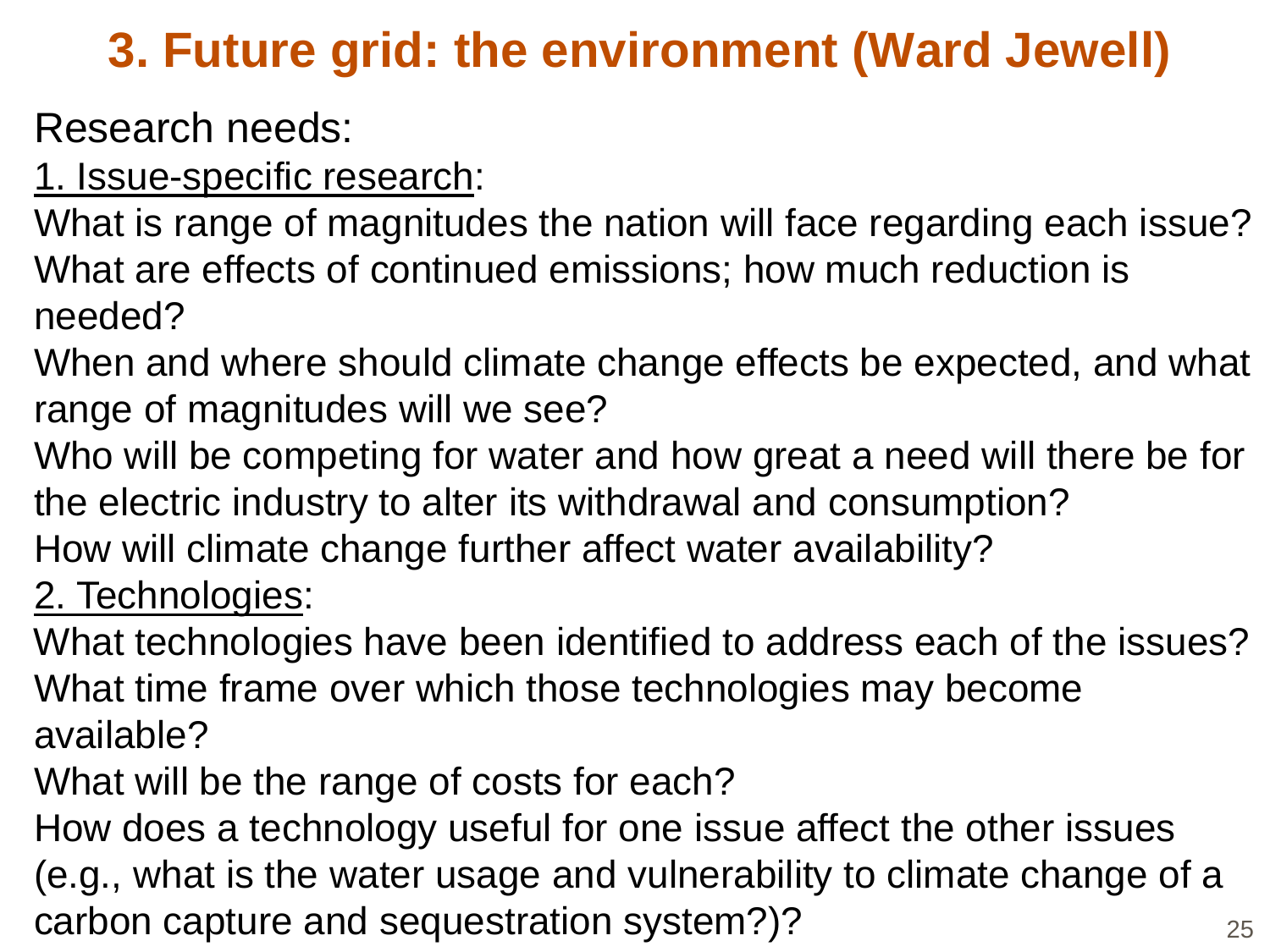# 3. Future grid: the environment (Ward Jewell)

Research needs:

1. Issue-specific research:

What is range of magnitudes the nation will face regarding each issue?
What are effects of continued emissions; how much reduction is needed?
When and where should climate change effects be expected, and what range of magnitudes will we see?
Who will be competing for water and how great a need will there be for the electric industry to alter its withdrawal and consumption?
How will climate change further affect water availability?

2. Technologies:

What technologies have been identified to address each of the issues?
What time frame over which those technologies may become available?
What will be the range of costs for each?
How does a technology useful for one issue affect the other issues (e.g., what is the water usage and vulnerability to climate change of a carbon capture and sequestration system?)?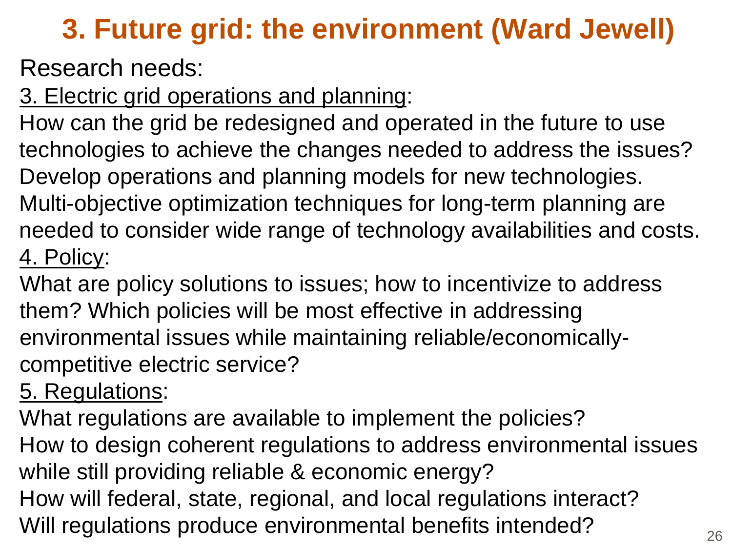# 3. Future grid: the environment (Ward Jewell)

Research needs:

3. Electric grid operations and planning:

How can the grid be redesigned and operated in the future to use technologies to achieve the changes needed to address the issues?

Develop operations and planning models for new technologies.

Multi-objective optimization techniques for long-term planning are needed to consider wide range of technology availabilities and costs.

4. Policy:

What are policy solutions to issues; how to incentivize to address them? Which policies will be most effective in addressing environmental issues while maintaining reliable/economically-competitive electric service?

5. Regulations:

What regulations are available to implement the policies?

How to design coherent regulations to address environmental issues while still providing reliable & economic energy?

How will federal, state, regional, and local regulations interact?

Will regulations produce environmental benefits intended?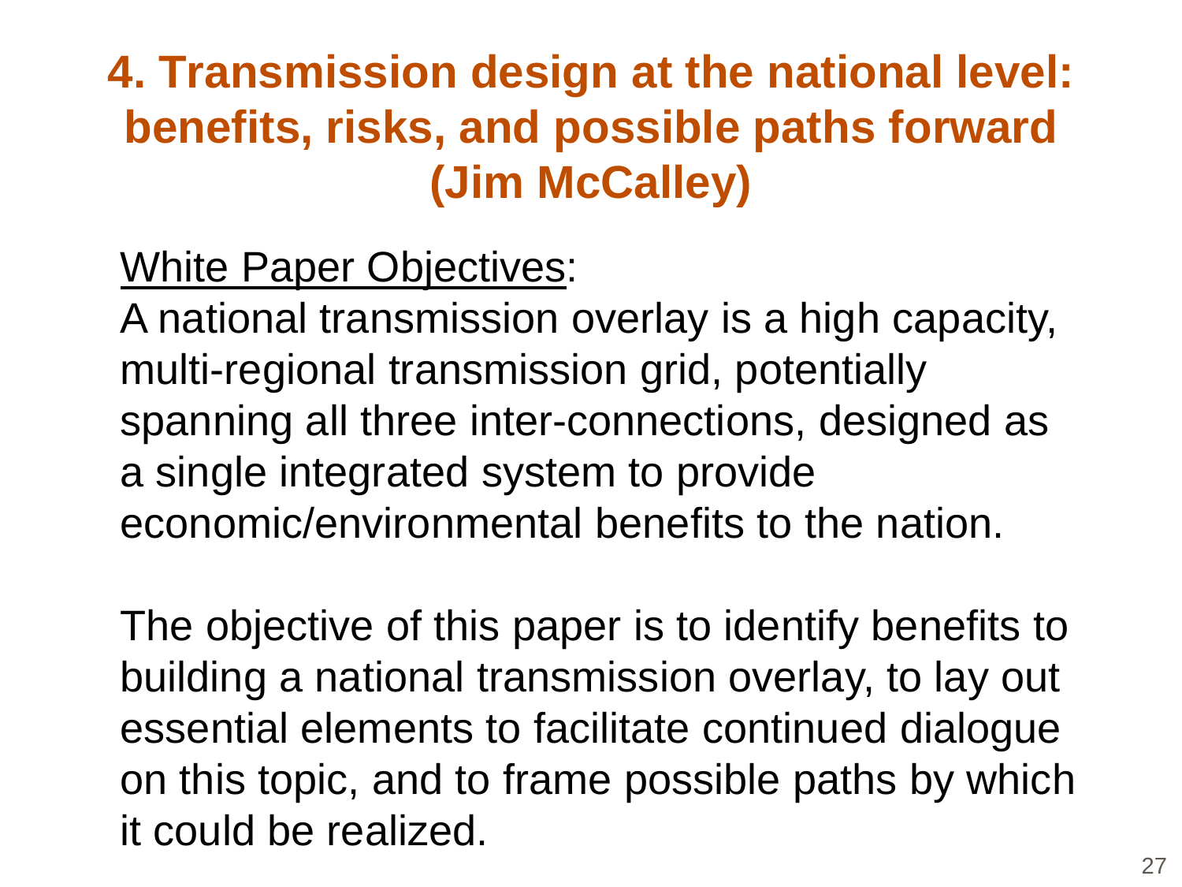# 4. Transmission design at the national level: benefits, risks, and possible paths forward (Jim McCalley)

<u>White Paper Objectives</u>:

A national transmission overlay is a high capacity, multi-regional transmission grid, potentially spanning all three inter-connections, designed as a single integrated system to provide economic/environmental benefits to the nation.

The objective of this paper is to identify benefits to building a national transmission overlay, to lay out essential elements to facilitate continued dialogue on this topic, and to frame possible paths by which it could be realized.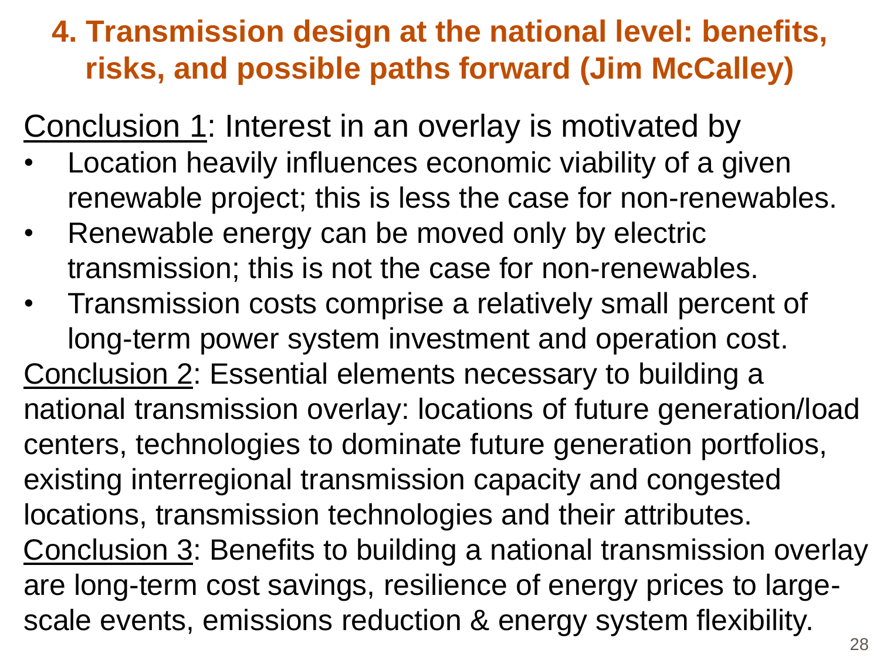# 4. Transmission design at the national level: benefits, risks, and possible paths forward (Jim McCalley)

Conclusion 1: Interest in an overlay is motivated by

- Location heavily influences economic viability of a given renewable project; this is less the case for non-renewables.
- Renewable energy can be moved only by electric transmission; this is not the case for non-renewables.
- Transmission costs comprise a relatively small percent of long-term power system investment and operation cost.

Conclusion 2: Essential elements necessary to building a national transmission overlay: locations of future generation/load centers, technologies to dominate future generation portfolios, existing interregional transmission capacity and congested locations, transmission technologies and their attributes.

Conclusion 3: Benefits to building a national transmission overlay are long-term cost savings, resilience of energy prices to large-scale events, emissions reduction & energy system flexibility.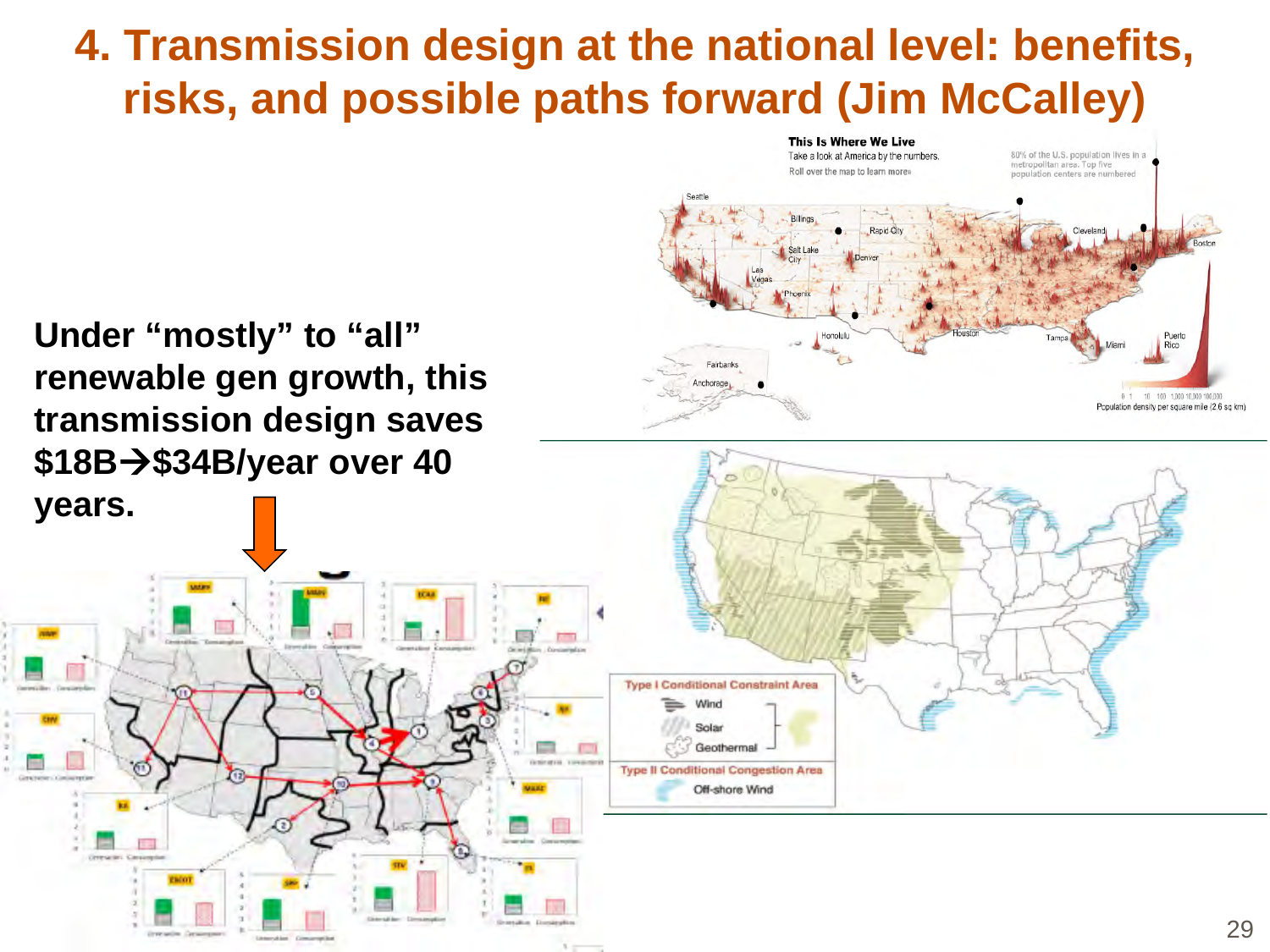# 4. Transmission design at the national level: benefits, risks, and possible paths forward (Jim McCalley)

**Under “mostly” to “all” renewable gen growth, this transmission design saves \$18B→\$34B/year over 40 years.**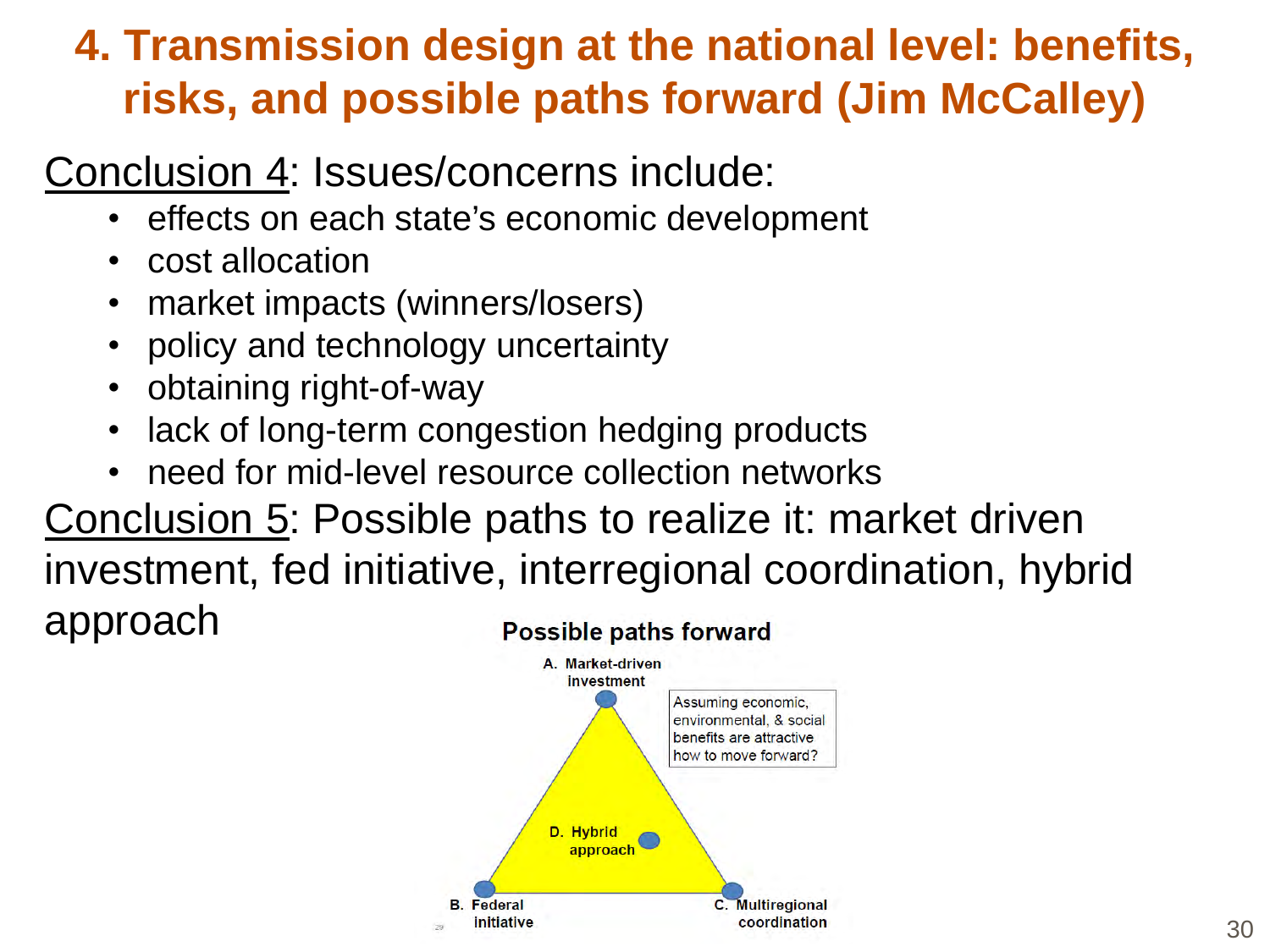# 4. Transmission design at the national level: benefits, risks, and possible paths forward (Jim McCalley)

Conclusion 4: Issues/concerns include:

- effects on each state's economic development
- cost allocation
- market impacts (winners/losers)
- policy and technology uncertainty
- obtaining right-of-way
- lack of long-term congestion hedging products
- need for mid-level resource collection networks

Conclusion 5: Possible paths to realize it: market driven investment, fed initiative, interregional coordination, hybrid approach

**Possible paths forward**

A. Market-driven investment

Assuming economic, environmental, & social benefits are attractive how to move forward?

D. Hybrid approach

B. Federal initiative

C. Multiregional coordination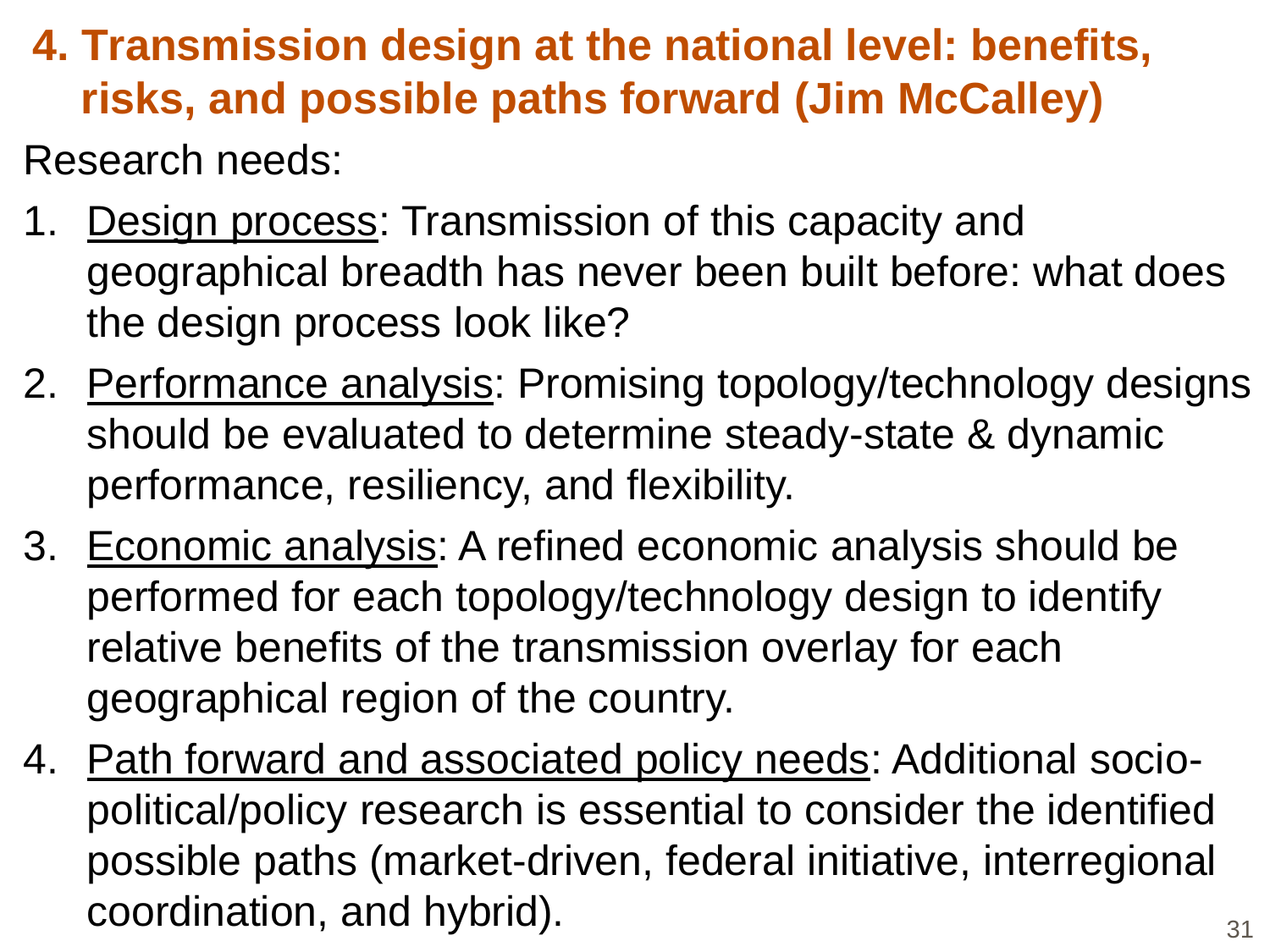## 4. Transmission design at the national level: benefits, risks, and possible paths forward (Jim McCalley)

Research needs:

1. <u>Design process</u>: Transmission of this capacity and geographical breadth has never been built before: what does the design process look like?
2. <u>Performance analysis</u>: Promising topology/technology designs should be evaluated to determine steady-state & dynamic performance, resiliency, and flexibility.
3. <u>Economic analysis</u>: A refined economic analysis should be performed for each topology/technology design to identify relative benefits of the transmission overlay for each geographical region of the country.
4. <u>Path forward and associated policy needs</u>: Additional socio-political/policy research is essential to consider the identified possible paths (market-driven, federal initiative, interregional coordination, and hybrid).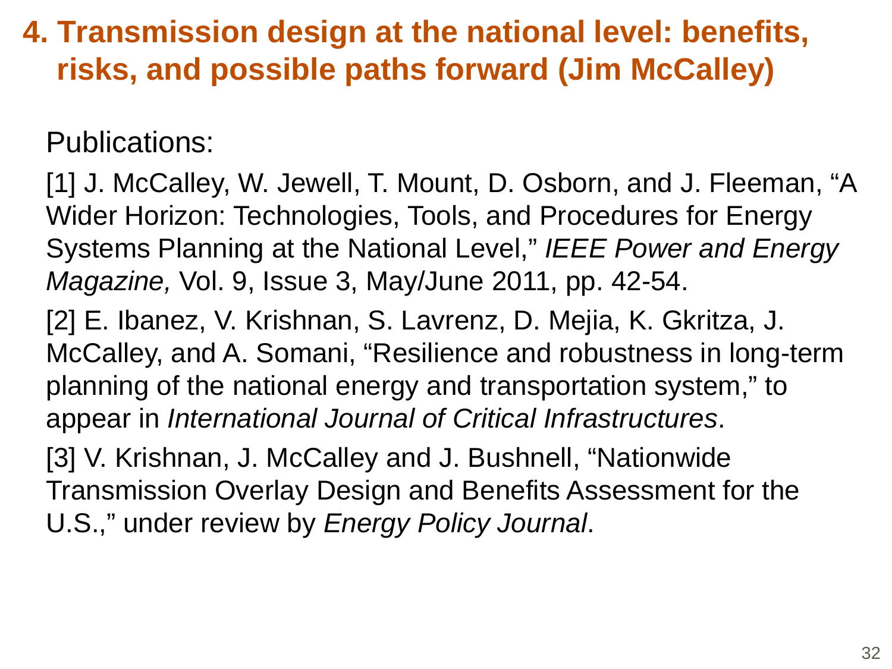# 4. Transmission design at the national level: benefits, risks, and possible paths forward (Jim McCalley)

Publications:

[1] J. McCalley, W. Jewell, T. Mount, D. Osborn, and J. Fleeman, "A Wider Horizon: Technologies, Tools, and Procedures for Energy Systems Planning at the National Level," *IEEE Power and Energy Magazine,* Vol. 9, Issue 3, May/June 2011, pp. 42-54.

[2] E. Ibanez, V. Krishnan, S. Lavrenz, D. Mejia, K. Gkritza, J. McCalley, and A. Somani, "Resilience and robustness in long-term planning of the national energy and transportation system," to appear in *International Journal of Critical Infrastructures*.

[3] V. Krishnan, J. McCalley and J. Bushnell, "Nationwide Transmission Overlay Design and Benefits Assessment for the U.S.," under review by *Energy Policy Journal*.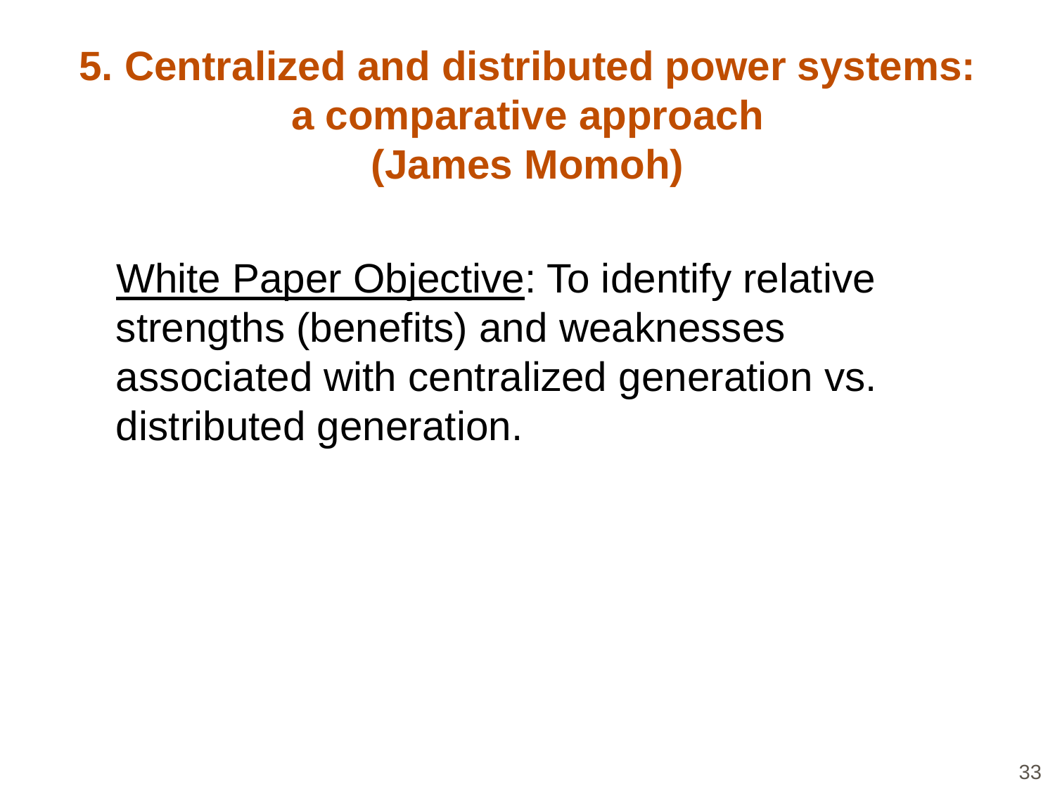# 5. Centralized and distributed power systems: a comparative approach (James Momoh)

<u>White Paper Objective</u>: To identify relative strengths (benefits) and weaknesses associated with centralized generation vs. distributed generation.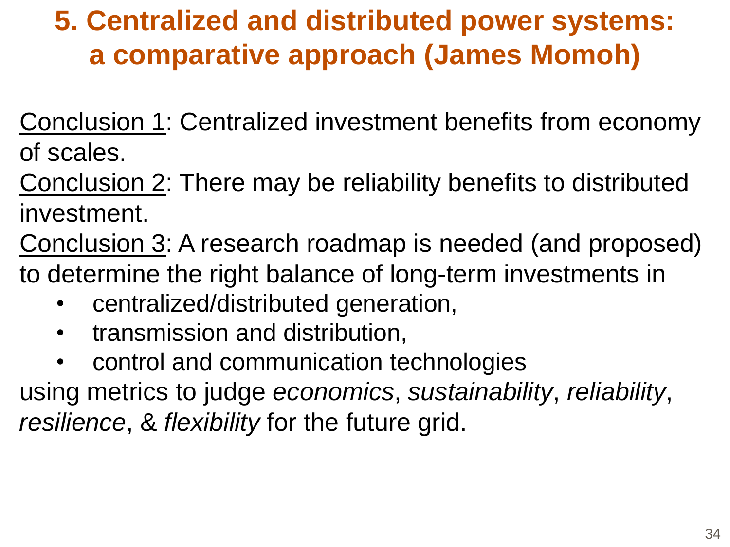# 5. Centralized and distributed power systems: a comparative approach (James Momoh)

Conclusion 1: Centralized investment benefits from economy of scales.

Conclusion 2: There may be reliability benefits to distributed investment.

Conclusion 3: A research roadmap is needed (and proposed) to determine the right balance of long-term investments in

- centralized/distributed generation,
- transmission and distribution,
- control and communication technologies

using metrics to judge *economics*, *sustainability*, *reliability*, *resilience*, & *flexibility* for the future grid.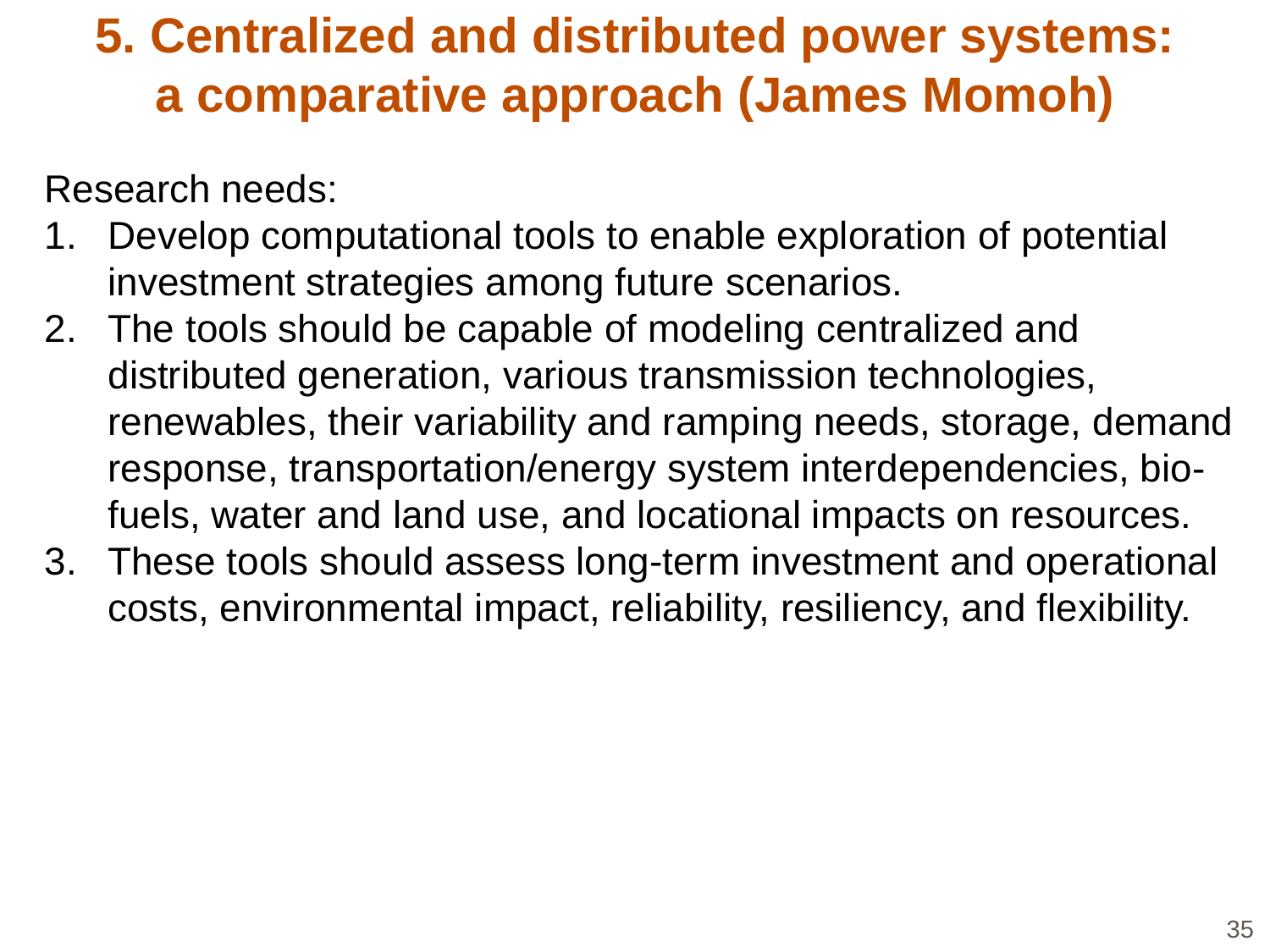# 5. Centralized and distributed power systems: a comparative approach (James Momoh)

Research needs:

1. Develop computational tools to enable exploration of potential investment strategies among future scenarios.
2. The tools should be capable of modeling centralized and distributed generation, various transmission technologies, renewables, their variability and ramping needs, storage, demand response, transportation/energy system interdependencies, bio-fuels, water and land use, and locational impacts on resources.
3. These tools should assess long-term investment and operational costs, environmental impact, reliability, resiliency, and flexibility.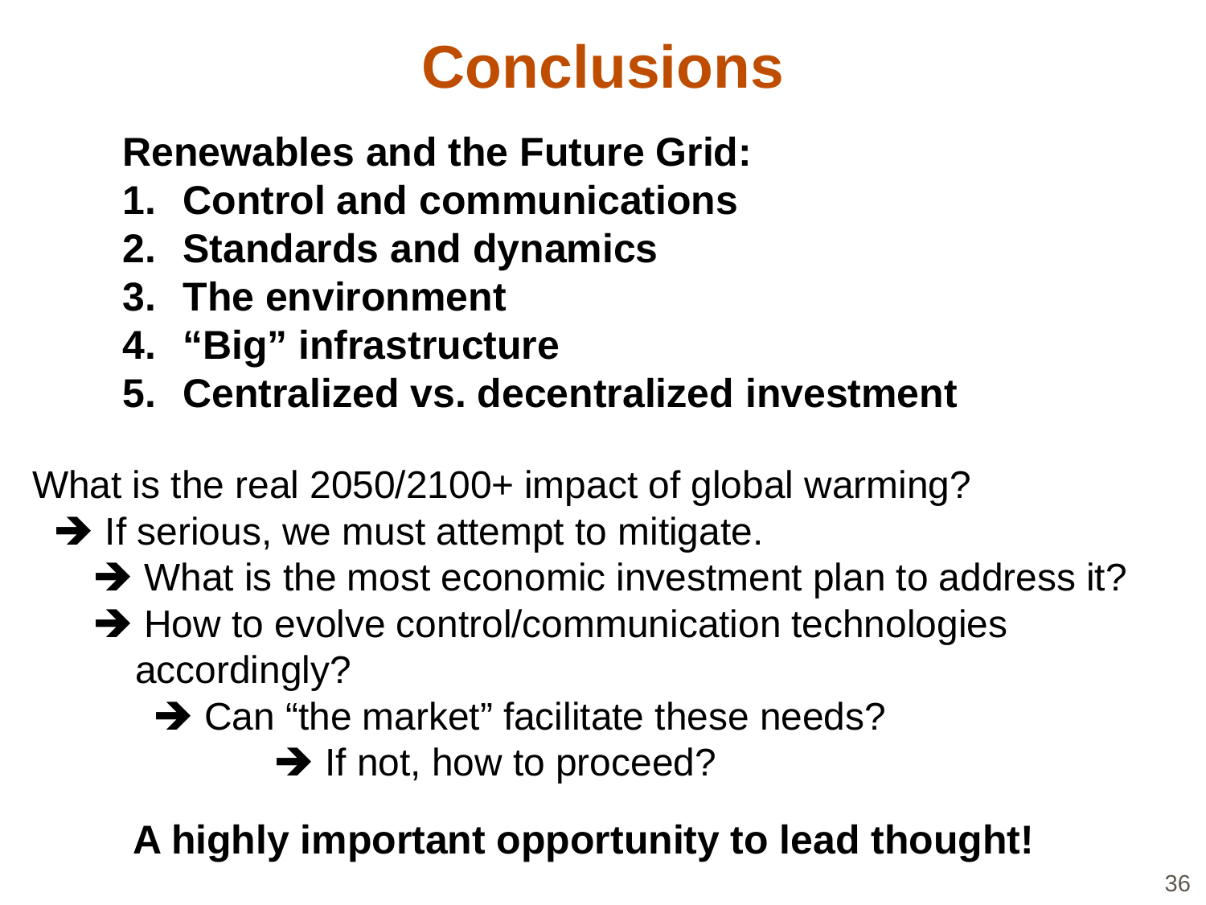# Conclusions

**Renewables and the Future Grid:**

1. **Control and communications**
2. **Standards and dynamics**
3. **The environment**
4. **"Big" infrastructure**
5. **Centralized vs. decentralized investment**

What is the real 2050/2100+ impact of global warming?

- ➔ If serious, we must attempt to mitigate.
  - ➔ What is the most economic investment plan to address it?
  - ➔ How to evolve control/communication technologies accordingly?
    - ➔ Can "the market" facilitate these needs?
      - ➔ If not, how to proceed?

**A highly important opportunity to lead thought!**